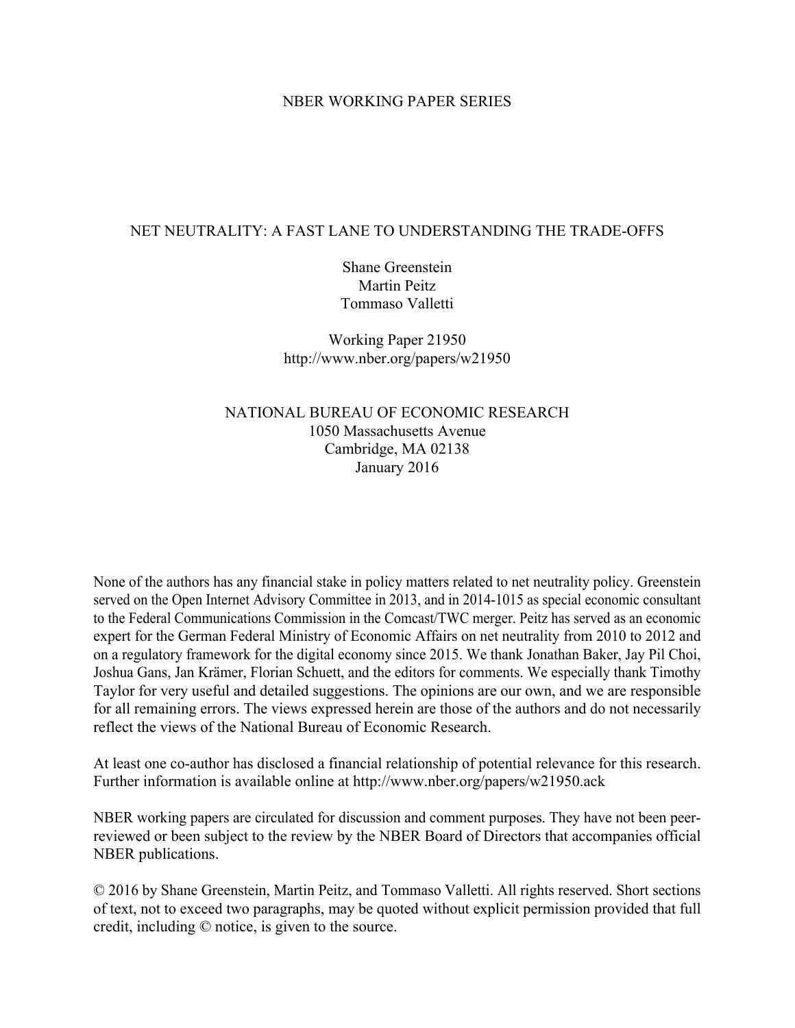NBER WORKING PAPER SERIES

# NET NEUTRALITY: A FAST LANE TO UNDERSTANDING THE TRADE-OFFS

Shane Greenstein
Martin Peitz
Tommaso Valletti

Working Paper 21950
http://www.nber.org/papers/w21950

NATIONAL BUREAU OF ECONOMIC RESEARCH
1050 Massachusetts Avenue
Cambridge, MA 02138
January 2016

None of the authors has any financial stake in policy matters related to net neutrality policy. Greenstein served on the Open Internet Advisory Committee in 2013, and in 2014-1015 as special economic consultant to the Federal Communications Commission in the Comcast/TWC merger. Peitz has served as an economic expert for the German Federal Ministry of Economic Affairs on net neutrality from 2010 to 2012 and on a regulatory framework for the digital economy since 2015. We thank Jonathan Baker, Jay Pil Choi, Joshua Gans, Jan Krämer, Florian Schuett, and the editors for comments. We especially thank Timothy Taylor for very useful and detailed suggestions. The opinions are our own, and we are responsible for all remaining errors. The views expressed herein are those of the authors and do not necessarily reflect the views of the National Bureau of Economic Research.

At least one co-author has disclosed a financial relationship of potential relevance for this research. Further information is available online at http://www.nber.org/papers/w21950.ack

NBER working papers are circulated for discussion and comment purposes. They have not been peer-reviewed or been subject to the review by the NBER Board of Directors that accompanies official NBER publications.

© 2016 by Shane Greenstein, Martin Peitz, and Tommaso Valletti. All rights reserved. Short sections of text, not to exceed two paragraphs, may be quoted without explicit permission provided that full credit, including © notice, is given to the source.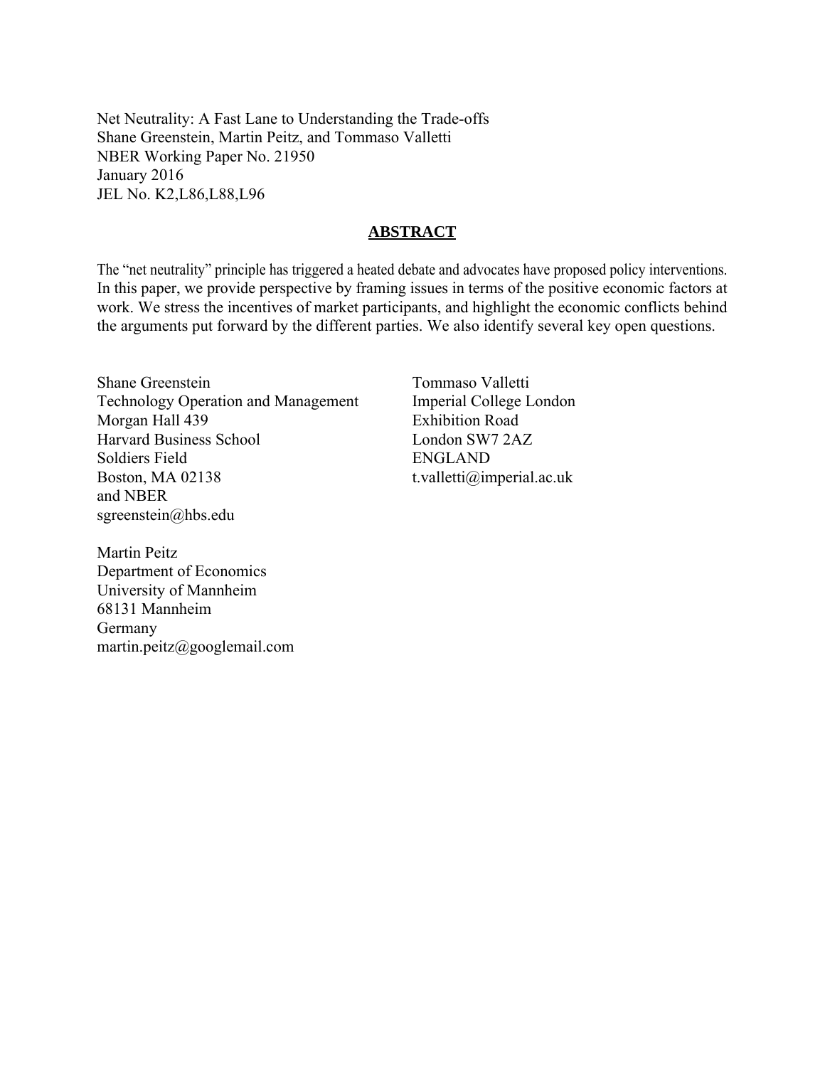Net Neutrality: A Fast Lane to Understanding the Trade-offs
Shane Greenstein, Martin Peitz, and Tommaso Valletti
NBER Working Paper No. 21950
January 2016
JEL No. K2,L86,L88,L96

## ABSTRACT

The "net neutrality" principle has triggered a heated debate and advocates have proposed policy interventions. In this paper, we provide perspective by framing issues in terms of the positive economic factors at work. We stress the incentives of market participants, and highlight the economic conflicts behind the arguments put forward by the different parties. We also identify several key open questions.

Shane Greenstein
Technology Operation and Management
Morgan Hall 439
Harvard Business School
Soldiers Field
Boston, MA 02138
and NBER
sgreenstein@hbs.edu

Martin Peitz
Department of Economics
University of Mannheim
68131 Mannheim
Germany
martin.peitz@googlemail.com

Tommaso Valletti
Imperial College London
Exhibition Road
London SW7 2AZ
ENGLAND
t.valletti@imperial.ac.uk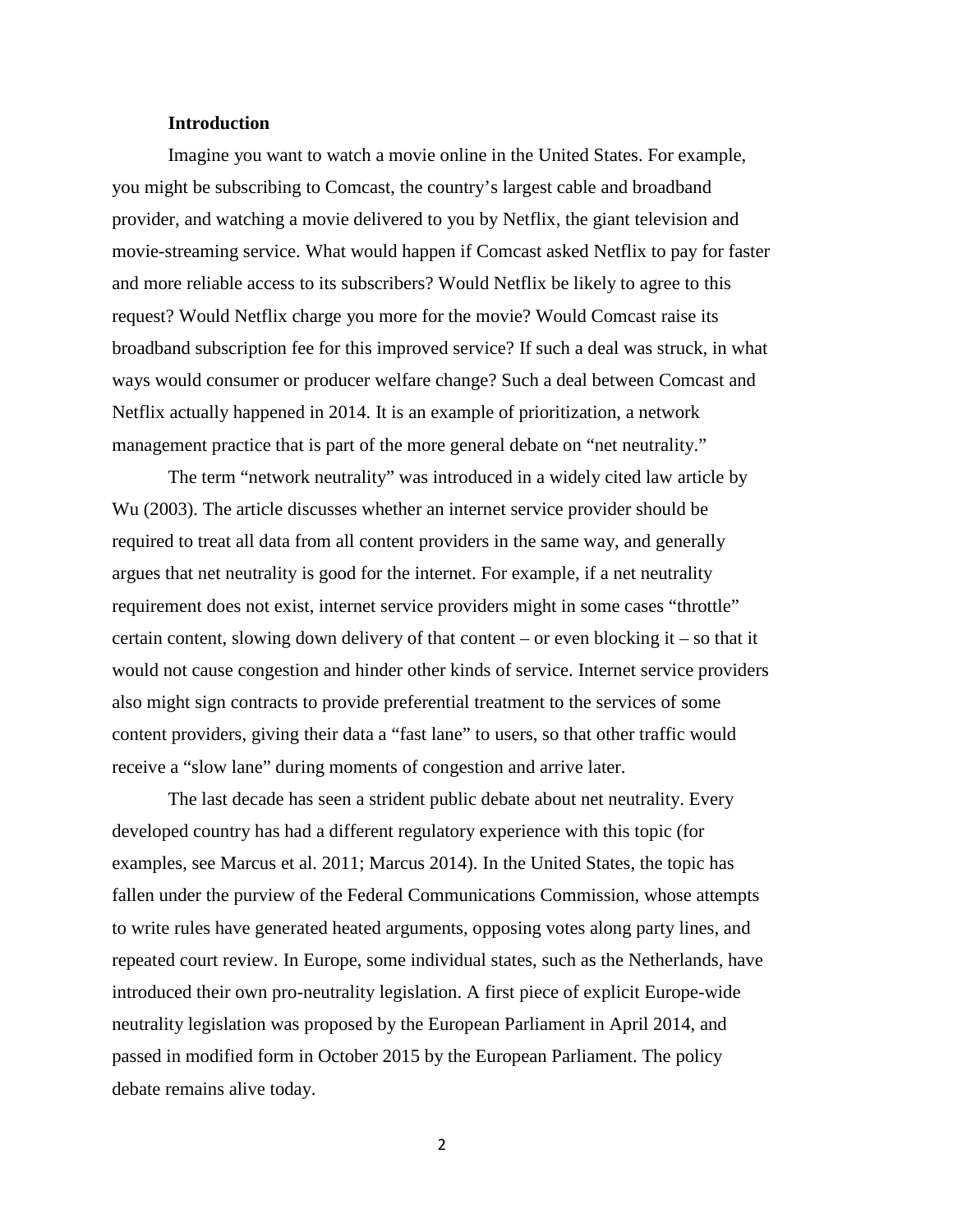## Introduction

Imagine you want to watch a movie online in the United States. For example, you might be subscribing to Comcast, the country's largest cable and broadband provider, and watching a movie delivered to you by Netflix, the giant television and movie-streaming service. What would happen if Comcast asked Netflix to pay for faster and more reliable access to its subscribers? Would Netflix be likely to agree to this request? Would Netflix charge you more for the movie? Would Comcast raise its broadband subscription fee for this improved service? If such a deal was struck, in what ways would consumer or producer welfare change? Such a deal between Comcast and Netflix actually happened in 2014. It is an example of prioritization, a network management practice that is part of the more general debate on "net neutrality."

The term "network neutrality" was introduced in a widely cited law article by Wu (2003). The article discusses whether an internet service provider should be required to treat all data from all content providers in the same way, and generally argues that net neutrality is good for the internet. For example, if a net neutrality requirement does not exist, internet service providers might in some cases "throttle" certain content, slowing down delivery of that content – or even blocking it – so that it would not cause congestion and hinder other kinds of service. Internet service providers also might sign contracts to provide preferential treatment to the services of some content providers, giving their data a "fast lane" to users, so that other traffic would receive a "slow lane" during moments of congestion and arrive later.

The last decade has seen a strident public debate about net neutrality. Every developed country has had a different regulatory experience with this topic (for examples, see Marcus et al. 2011; Marcus 2014). In the United States, the topic has fallen under the purview of the Federal Communications Commission, whose attempts to write rules have generated heated arguments, opposing votes along party lines, and repeated court review. In Europe, some individual states, such as the Netherlands, have introduced their own pro-neutrality legislation. A first piece of explicit Europe-wide neutrality legislation was proposed by the European Parliament in April 2014, and passed in modified form in October 2015 by the European Parliament. The policy debate remains alive today.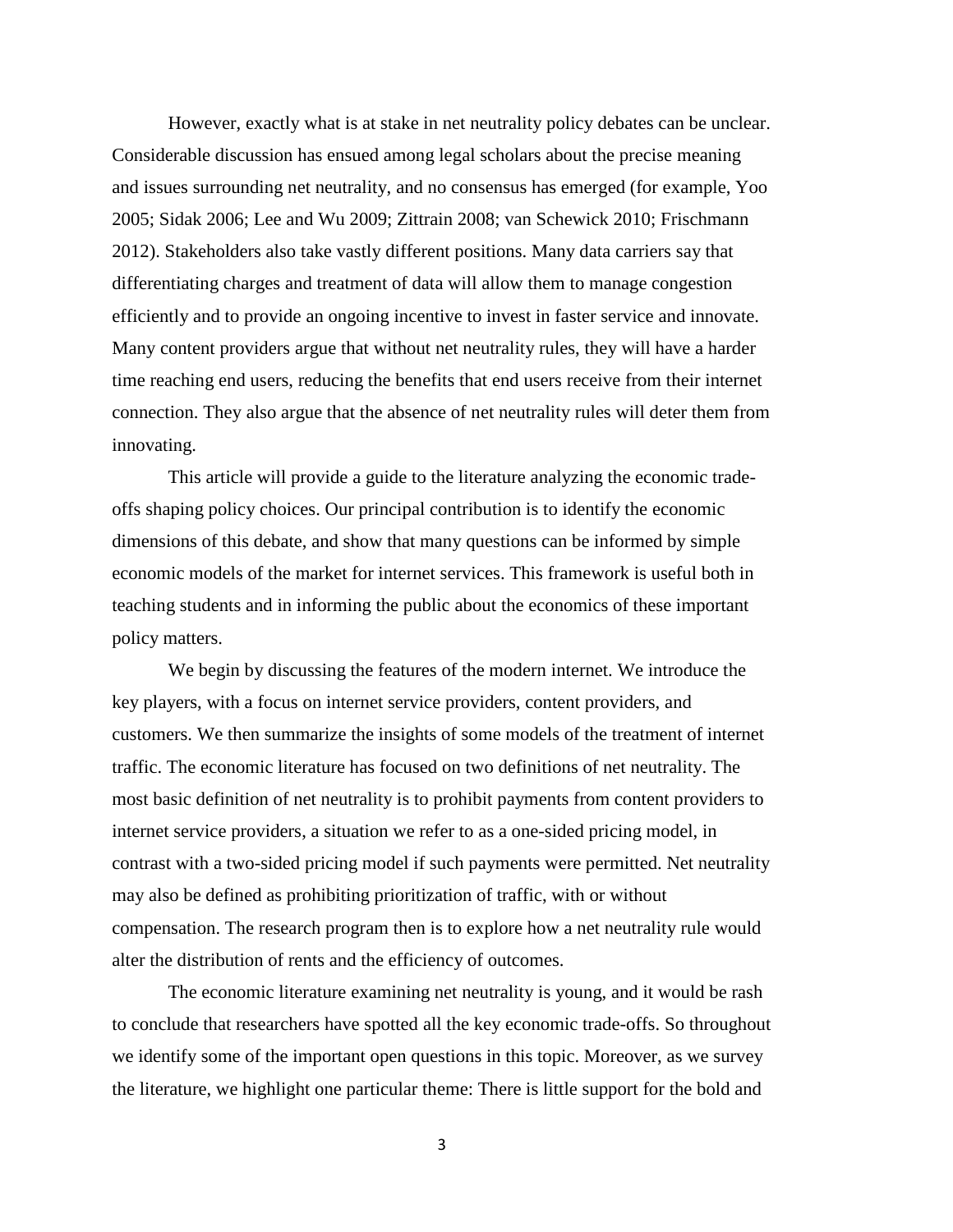However, exactly what is at stake in net neutrality policy debates can be unclear. Considerable discussion has ensued among legal scholars about the precise meaning and issues surrounding net neutrality, and no consensus has emerged (for example, Yoo 2005; Sidak 2006; Lee and Wu 2009; Zittrain 2008; van Schewick 2010; Frischmann 2012). Stakeholders also take vastly different positions. Many data carriers say that differentiating charges and treatment of data will allow them to manage congestion efficiently and to provide an ongoing incentive to invest in faster service and innovate. Many content providers argue that without net neutrality rules, they will have a harder time reaching end users, reducing the benefits that end users receive from their internet connection. They also argue that the absence of net neutrality rules will deter them from innovating.

This article will provide a guide to the literature analyzing the economic trade-offs shaping policy choices. Our principal contribution is to identify the economic dimensions of this debate, and show that many questions can be informed by simple economic models of the market for internet services. This framework is useful both in teaching students and in informing the public about the economics of these important policy matters.

We begin by discussing the features of the modern internet. We introduce the key players, with a focus on internet service providers, content providers, and customers. We then summarize the insights of some models of the treatment of internet traffic. The economic literature has focused on two definitions of net neutrality. The most basic definition of net neutrality is to prohibit payments from content providers to internet service providers, a situation we refer to as a one-sided pricing model, in contrast with a two-sided pricing model if such payments were permitted. Net neutrality may also be defined as prohibiting prioritization of traffic, with or without compensation. The research program then is to explore how a net neutrality rule would alter the distribution of rents and the efficiency of outcomes.

The economic literature examining net neutrality is young, and it would be rash to conclude that researchers have spotted all the key economic trade-offs. So throughout we identify some of the important open questions in this topic. Moreover, as we survey the literature, we highlight one particular theme: There is little support for the bold and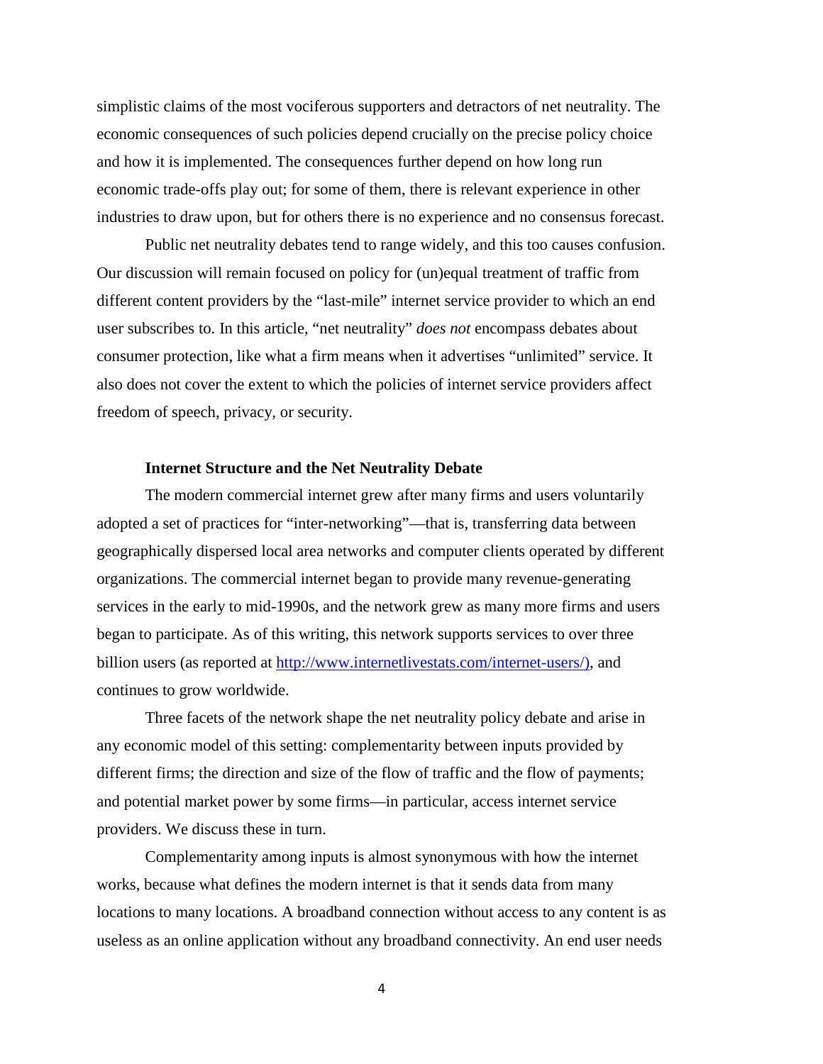simplistic claims of the most vociferous supporters and detractors of net neutrality. The economic consequences of such policies depend crucially on the precise policy choice and how it is implemented. The consequences further depend on how long run economic trade-offs play out; for some of them, there is relevant experience in other industries to draw upon, but for others there is no experience and no consensus forecast.

Public net neutrality debates tend to range widely, and this too causes confusion. Our discussion will remain focused on policy for (un)equal treatment of traffic from different content providers by the "last-mile" internet service provider to which an end user subscribes to. In this article, "net neutrality" *does not* encompass debates about consumer protection, like what a firm means when it advertises "unlimited" service. It also does not cover the extent to which the policies of internet service providers affect freedom of speech, privacy, or security.

### Internet Structure and the Net Neutrality Debate

The modern commercial internet grew after many firms and users voluntarily adopted a set of practices for "inter-networking"—that is, transferring data between geographically dispersed local area networks and computer clients operated by different organizations. The commercial internet began to provide many revenue-generating services in the early to mid-1990s, and the network grew as many more firms and users began to participate. As of this writing, this network supports services to over three billion users (as reported at http://www.internetlivestats.com/internet-users/), and continues to grow worldwide.

Three facets of the network shape the net neutrality policy debate and arise in any economic model of this setting: complementarity between inputs provided by different firms; the direction and size of the flow of traffic and the flow of payments; and potential market power by some firms—in particular, access internet service providers. We discuss these in turn.

Complementarity among inputs is almost synonymous with how the internet works, because what defines the modern internet is that it sends data from many locations to many locations. A broadband connection without access to any content is as useless as an online application without any broadband connectivity. An end user needs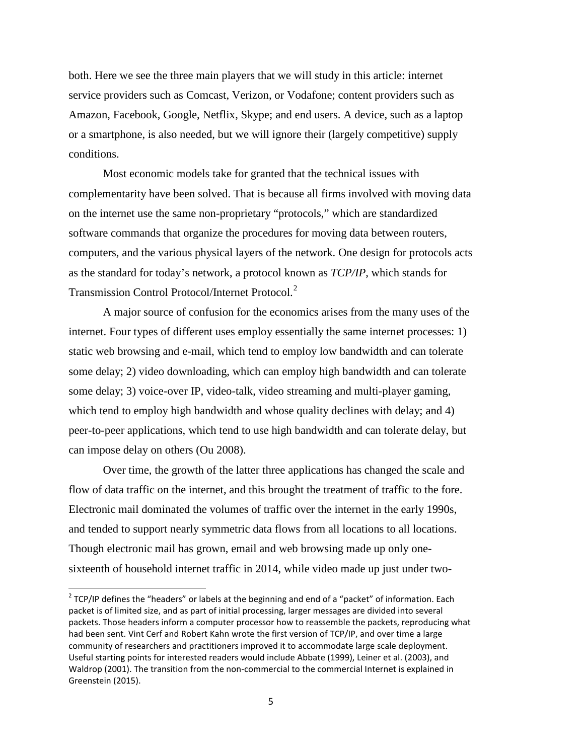both. Here we see the three main players that we will study in this article: internet service providers such as Comcast, Verizon, or Vodafone; content providers such as Amazon, Facebook, Google, Netflix, Skype; and end users. A device, such as a laptop or a smartphone, is also needed, but we will ignore their (largely competitive) supply conditions.

Most economic models take for granted that the technical issues with complementarity have been solved. That is because all firms involved with moving data on the internet use the same non-proprietary "protocols," which are standardized software commands that organize the procedures for moving data between routers, computers, and the various physical layers of the network. One design for protocols acts as the standard for today's network, a protocol known as *TCP/IP*, which stands for Transmission Control Protocol/Internet Protocol.[2]

A major source of confusion for the economics arises from the many uses of the internet. Four types of different uses employ essentially the same internet processes: 1) static web browsing and e-mail, which tend to employ low bandwidth and can tolerate some delay; 2) video downloading, which can employ high bandwidth and can tolerate some delay; 3) voice-over IP, video-talk, video streaming and multi-player gaming, which tend to employ high bandwidth and whose quality declines with delay; and 4) peer-to-peer applications, which tend to use high bandwidth and can tolerate delay, but can impose delay on others (Ou 2008).

Over time, the growth of the latter three applications has changed the scale and flow of data traffic on the internet, and this brought the treatment of traffic to the fore. Electronic mail dominated the volumes of traffic over the internet in the early 1990s, and tended to support nearly symmetric data flows from all locations to all locations. Though electronic mail has grown, email and web browsing made up only one-sixteenth of household internet traffic in 2014, while video made up just under two-

---

[2] TCP/IP defines the "headers" or labels at the beginning and end of a "packet" of information. Each packet is of limited size, and as part of initial processing, larger messages are divided into several packets. Those headers inform a computer processor how to reassemble the packets, reproducing what had been sent. Vint Cerf and Robert Kahn wrote the first version of TCP/IP, and over time a large community of researchers and practitioners improved it to accommodate large scale deployment. Useful starting points for interested readers would include Abbate (1999), Leiner et al. (2003), and Waldrop (2001). The transition from the non-commercial to the commercial Internet is explained in Greenstein (2015).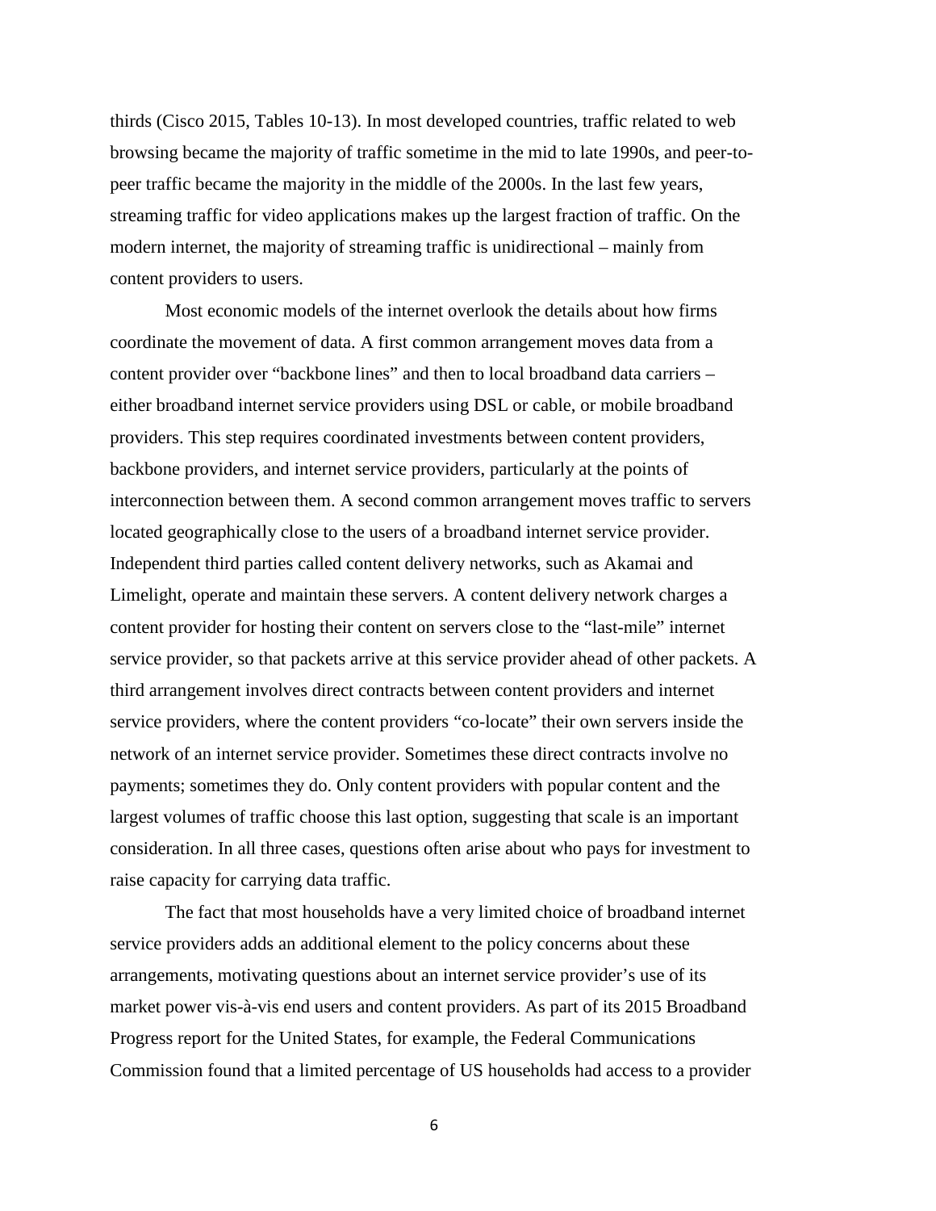thirds (Cisco 2015, Tables 10-13). In most developed countries, traffic related to web browsing became the majority of traffic sometime in the mid to late 1990s, and peer-to-peer traffic became the majority in the middle of the 2000s. In the last few years, streaming traffic for video applications makes up the largest fraction of traffic. On the modern internet, the majority of streaming traffic is unidirectional – mainly from content providers to users.

Most economic models of the internet overlook the details about how firms coordinate the movement of data. A first common arrangement moves data from a content provider over "backbone lines" and then to local broadband data carriers – either broadband internet service providers using DSL or cable, or mobile broadband providers. This step requires coordinated investments between content providers, backbone providers, and internet service providers, particularly at the points of interconnection between them. A second common arrangement moves traffic to servers located geographically close to the users of a broadband internet service provider. Independent third parties called content delivery networks, such as Akamai and Limelight, operate and maintain these servers. A content delivery network charges a content provider for hosting their content on servers close to the "last-mile" internet service provider, so that packets arrive at this service provider ahead of other packets. A third arrangement involves direct contracts between content providers and internet service providers, where the content providers "co-locate" their own servers inside the network of an internet service provider. Sometimes these direct contracts involve no payments; sometimes they do. Only content providers with popular content and the largest volumes of traffic choose this last option, suggesting that scale is an important consideration. In all three cases, questions often arise about who pays for investment to raise capacity for carrying data traffic.

The fact that most households have a very limited choice of broadband internet service providers adds an additional element to the policy concerns about these arrangements, motivating questions about an internet service provider's use of its market power vis-à-vis end users and content providers. As part of its 2015 Broadband Progress report for the United States, for example, the Federal Communications Commission found that a limited percentage of US households had access to a provider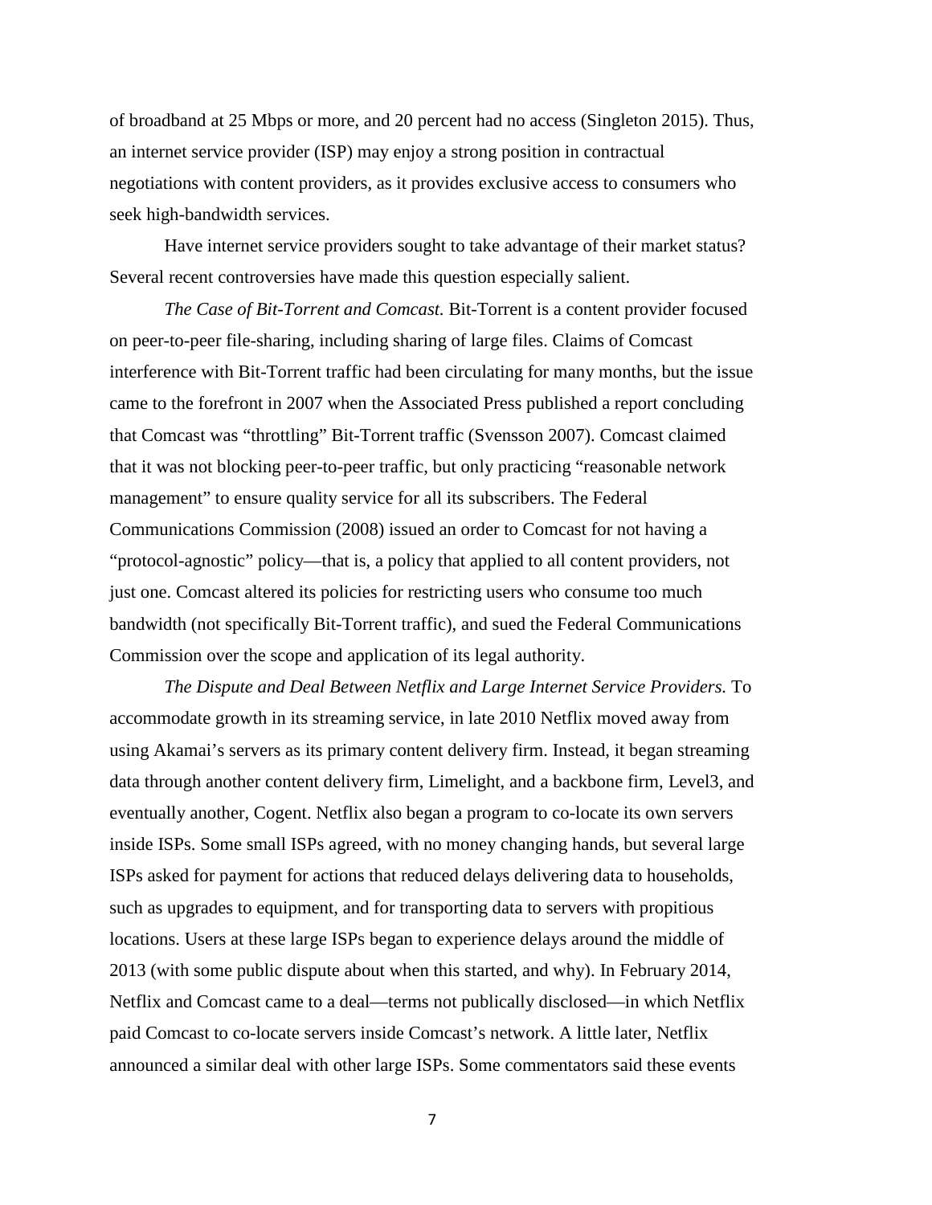of broadband at 25 Mbps or more, and 20 percent had no access (Singleton 2015). Thus, an internet service provider (ISP) may enjoy a strong position in contractual negotiations with content providers, as it provides exclusive access to consumers who seek high-bandwidth services.

Have internet service providers sought to take advantage of their market status? Several recent controversies have made this question especially salient.

*The Case of Bit-Torrent and Comcast.* Bit-Torrent is a content provider focused on peer-to-peer file-sharing, including sharing of large files. Claims of Comcast interference with Bit-Torrent traffic had been circulating for many months, but the issue came to the forefront in 2007 when the Associated Press published a report concluding that Comcast was "throttling" Bit-Torrent traffic (Svensson 2007). Comcast claimed that it was not blocking peer-to-peer traffic, but only practicing "reasonable network management" to ensure quality service for all its subscribers. The Federal Communications Commission (2008) issued an order to Comcast for not having a "protocol-agnostic" policy—that is, a policy that applied to all content providers, not just one. Comcast altered its policies for restricting users who consume too much bandwidth (not specifically Bit-Torrent traffic), and sued the Federal Communications Commission over the scope and application of its legal authority.

*The Dispute and Deal Between Netflix and Large Internet Service Providers.* To accommodate growth in its streaming service, in late 2010 Netflix moved away from using Akamai's servers as its primary content delivery firm. Instead, it began streaming data through another content delivery firm, Limelight, and a backbone firm, Level3, and eventually another, Cogent. Netflix also began a program to co-locate its own servers inside ISPs. Some small ISPs agreed, with no money changing hands, but several large ISPs asked for payment for actions that reduced delays delivering data to households, such as upgrades to equipment, and for transporting data to servers with propitious locations. Users at these large ISPs began to experience delays around the middle of 2013 (with some public dispute about when this started, and why). In February 2014, Netflix and Comcast came to a deal—terms not publically disclosed—in which Netflix paid Comcast to co-locate servers inside Comcast's network. A little later, Netflix announced a similar deal with other large ISPs. Some commentators said these events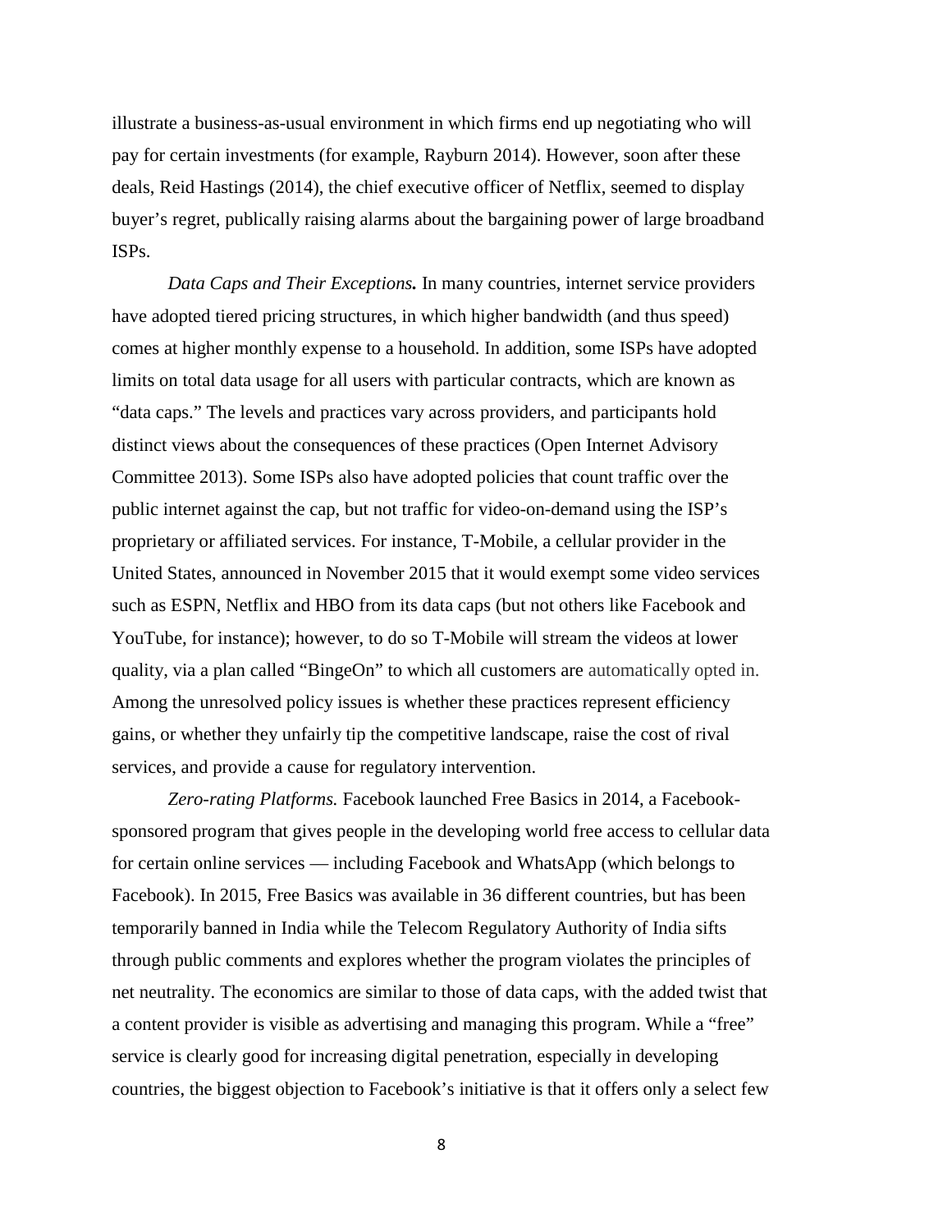illustrate a business-as-usual environment in which firms end up negotiating who will pay for certain investments (for example, Rayburn 2014). However, soon after these deals, Reid Hastings (2014), the chief executive officer of Netflix, seemed to display buyer's regret, publically raising alarms about the bargaining power of large broadband ISPs.

***Data Caps and Their Exceptions.*** In many countries, internet service providers have adopted tiered pricing structures, in which higher bandwidth (and thus speed) comes at higher monthly expense to a household. In addition, some ISPs have adopted limits on total data usage for all users with particular contracts, which are known as "data caps." The levels and practices vary across providers, and participants hold distinct views about the consequences of these practices (Open Internet Advisory Committee 2013). Some ISPs also have adopted policies that count traffic over the public internet against the cap, but not traffic for video-on-demand using the ISP's proprietary or affiliated services. For instance, T-Mobile, a cellular provider in the United States, announced in November 2015 that it would exempt some video services such as ESPN, Netflix and HBO from its data caps (but not others like Facebook and YouTube, for instance); however, to do so T-Mobile will stream the videos at lower quality, via a plan called "BingeOn" to which all customers are automatically opted in. Among the unresolved policy issues is whether these practices represent efficiency gains, or whether they unfairly tip the competitive landscape, raise the cost of rival services, and provide a cause for regulatory intervention.

*Zero-rating Platforms.* Facebook launched Free Basics in 2014, a Facebook-sponsored program that gives people in the developing world free access to cellular data for certain online services — including Facebook and WhatsApp (which belongs to Facebook). In 2015, Free Basics was available in 36 different countries, but has been temporarily banned in India while the Telecom Regulatory Authority of India sifts through public comments and explores whether the program violates the principles of net neutrality. The economics are similar to those of data caps, with the added twist that a content provider is visible as advertising and managing this program. While a "free" service is clearly good for increasing digital penetration, especially in developing countries, the biggest objection to Facebook's initiative is that it offers only a select few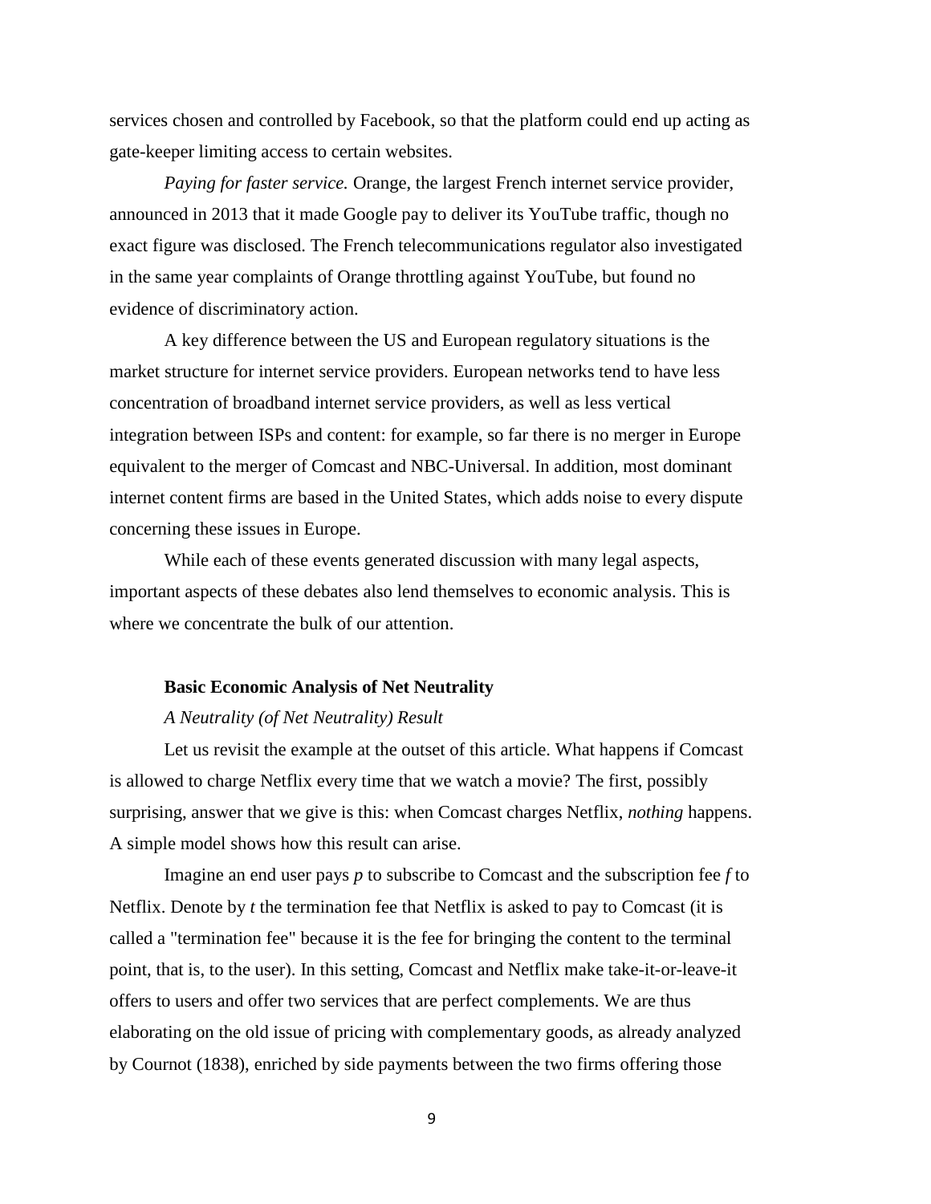services chosen and controlled by Facebook, so that the platform could end up acting as gate-keeper limiting access to certain websites.

*Paying for faster service.* Orange, the largest French internet service provider, announced in 2013 that it made Google pay to deliver its YouTube traffic, though no exact figure was disclosed. The French telecommunications regulator also investigated in the same year complaints of Orange throttling against YouTube, but found no evidence of discriminatory action.

A key difference between the US and European regulatory situations is the market structure for internet service providers. European networks tend to have less concentration of broadband internet service providers, as well as less vertical integration between ISPs and content: for example, so far there is no merger in Europe equivalent to the merger of Comcast and NBC-Universal. In addition, most dominant internet content firms are based in the United States, which adds noise to every dispute concerning these issues in Europe.

While each of these events generated discussion with many legal aspects, important aspects of these debates also lend themselves to economic analysis. This is where we concentrate the bulk of our attention.

## Basic Economic Analysis of Net Neutrality

### *A Neutrality (of Net Neutrality) Result*

Let us revisit the example at the outset of this article. What happens if Comcast is allowed to charge Netflix every time that we watch a movie? The first, possibly surprising, answer that we give is this: when Comcast charges Netflix, *nothing* happens. A simple model shows how this result can arise.

Imagine an end user pays $p$ to subscribe to Comcast and the subscription fee $f$ to Netflix. Denote by $t$ the termination fee that Netflix is asked to pay to Comcast (it is called a "termination fee" because it is the fee for bringing the content to the terminal point, that is, to the user). In this setting, Comcast and Netflix make take-it-or-leave-it offers to users and offer two services that are perfect complements. We are thus elaborating on the old issue of pricing with complementary goods, as already analyzed by Cournot (1838), enriched by side payments between the two firms offering those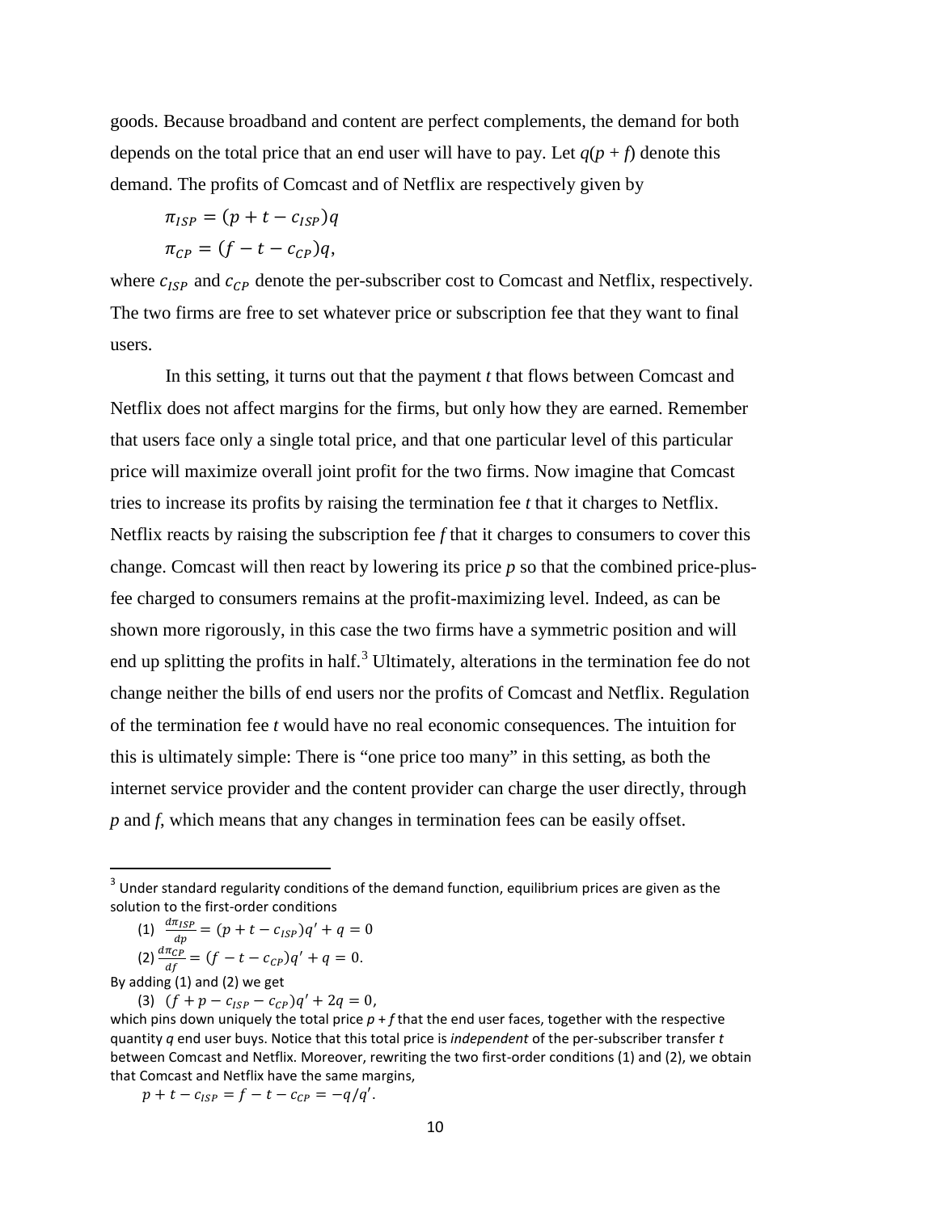goods. Because broadband and content are perfect complements, the demand for both depends on the total price that an end user will have to pay. Let $q(p + f)$ denote this demand. The profits of Comcast and of Netflix are respectively given by

$$\pi_{ISP} = (p + t - c_{ISP})q$$

$$\pi_{CP} = (f - t - c_{CP})q,$$

where $c_{ISP}$ and $c_{CP}$ denote the per-subscriber cost to Comcast and Netflix, respectively. The two firms are free to set whatever price or subscription fee that they want to final users.

In this setting, it turns out that the payment $t$ that flows between Comcast and Netflix does not affect margins for the firms, but only how they are earned. Remember that users face only a single total price, and that one particular level of this particular price will maximize overall joint profit for the two firms. Now imagine that Comcast tries to increase its profits by raising the termination fee $t$ that it charges to Netflix. Netflix reacts by raising the subscription fee $f$ that it charges to consumers to cover this change. Comcast will then react by lowering its price $p$ so that the combined price-plus-fee charged to consumers remains at the profit-maximizing level. Indeed, as can be shown more rigorously, in this case the two firms have a symmetric position and will end up splitting the profits in half.[3] Ultimately, alterations in the termination fee do not change neither the bills of end users nor the profits of Comcast and Netflix. Regulation of the termination fee $t$ would have no real economic consequences. The intuition for this is ultimately simple: There is "one price too many" in this setting, as both the internet service provider and the content provider can charge the user directly, through $p$ and $f$, which means that any changes in termination fees can be easily offset.

---

[3] Under standard regularity conditions of the demand function, equilibrium prices are given as the solution to the first-order conditions

(1) $\frac{d\pi_{ISP}}{dp} = (p + t - c_{ISP})q' + q = 0$

(2) $\frac{d\pi_{CP}}{df} = (f - t - c_{CP})q' + q = 0.$

By adding (1) and (2) we get

(3) $(f + p - c_{ISP} - c_{CP})q' + 2q = 0,$

which pins down uniquely the total price $p + f$ that the end user faces, together with the respective quantity $q$ end user buys. Notice that this total price is *independent* of the per-subscriber transfer $t$ between Comcast and Netflix. Moreover, rewriting the two first-order conditions (1) and (2), we obtain that Comcast and Netflix have the same margins,

$$p + t - c_{ISP} = f - t - c_{CP} = -q/q'.$$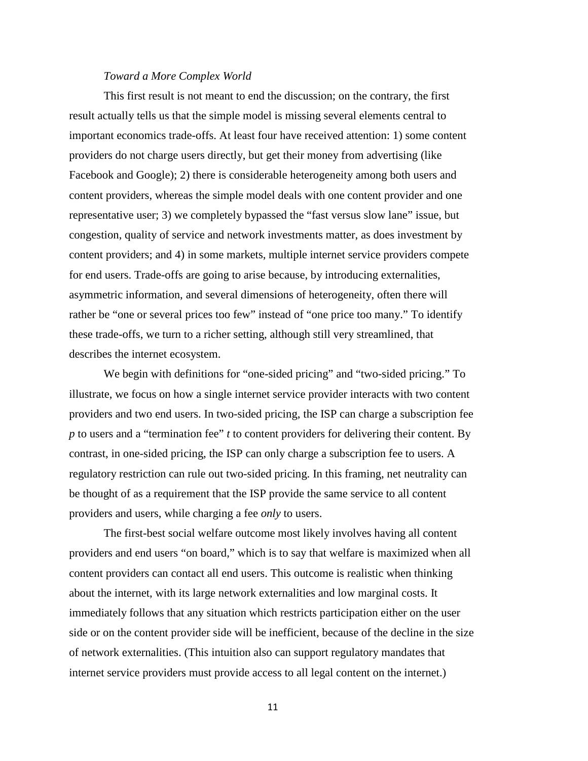*Toward a More Complex World*

This first result is not meant to end the discussion; on the contrary, the first result actually tells us that the simple model is missing several elements central to important economics trade-offs. At least four have received attention: 1) some content providers do not charge users directly, but get their money from advertising (like Facebook and Google); 2) there is considerable heterogeneity among both users and content providers, whereas the simple model deals with one content provider and one representative user; 3) we completely bypassed the "fast versus slow lane" issue, but congestion, quality of service and network investments matter, as does investment by content providers; and 4) in some markets, multiple internet service providers compete for end users. Trade-offs are going to arise because, by introducing externalities, asymmetric information, and several dimensions of heterogeneity, often there will rather be "one or several prices too few" instead of "one price too many." To identify these trade-offs, we turn to a richer setting, although still very streamlined, that describes the internet ecosystem.

We begin with definitions for "one-sided pricing" and "two-sided pricing." To illustrate, we focus on how a single internet service provider interacts with two content providers and two end users. In two-sided pricing, the ISP can charge a subscription fee $p$ to users and a "termination fee" $t$ to content providers for delivering their content. By contrast, in one-sided pricing, the ISP can only charge a subscription fee to users. A regulatory restriction can rule out two-sided pricing. In this framing, net neutrality can be thought of as a requirement that the ISP provide the same service to all content providers and users, while charging a fee *only* to users.

The first-best social welfare outcome most likely involves having all content providers and end users "on board," which is to say that welfare is maximized when all content providers can contact all end users. This outcome is realistic when thinking about the internet, with its large network externalities and low marginal costs. It immediately follows that any situation which restricts participation either on the user side or on the content provider side will be inefficient, because of the decline in the size of network externalities. (This intuition also can support regulatory mandates that internet service providers must provide access to all legal content on the internet.)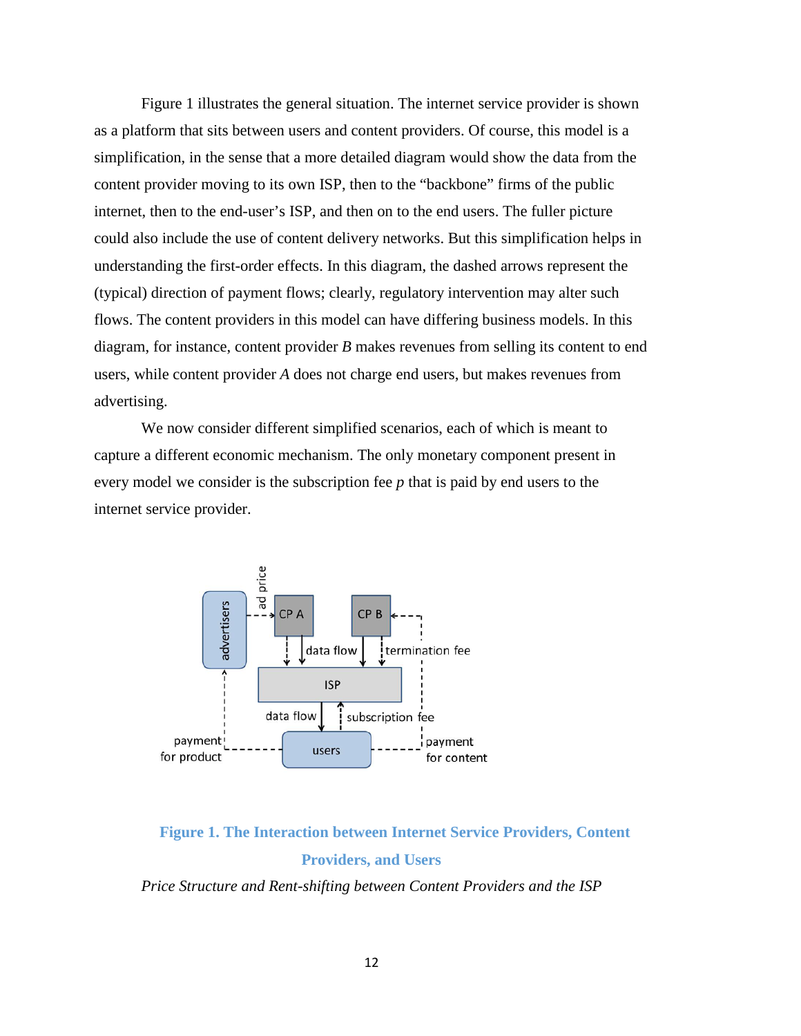Figure 1 illustrates the general situation. The internet service provider is shown as a platform that sits between users and content providers. Of course, this model is a simplification, in the sense that a more detailed diagram would show the data from the content provider moving to its own ISP, then to the "backbone" firms of the public internet, then to the end-user's ISP, and then on to the end users. The fuller picture could also include the use of content delivery networks. But this simplification helps in understanding the first-order effects. In this diagram, the dashed arrows represent the (typical) direction of payment flows; clearly, regulatory intervention may alter such flows. The content providers in this model can have differing business models. In this diagram, for instance, content provider *B* makes revenues from selling its content to end users, while content provider *A* does not charge end users, but makes revenues from advertising.

We now consider different simplified scenarios, each of which is meant to capture a different economic mechanism. The only monetary component present in every model we consider is the subscription fee $p$ that is paid by end users to the internet service provider.

**Figure 1. The Interaction between Internet Service Providers, Content Providers, and Users**

*Price Structure and Rent-shifting between Content Providers and the ISP*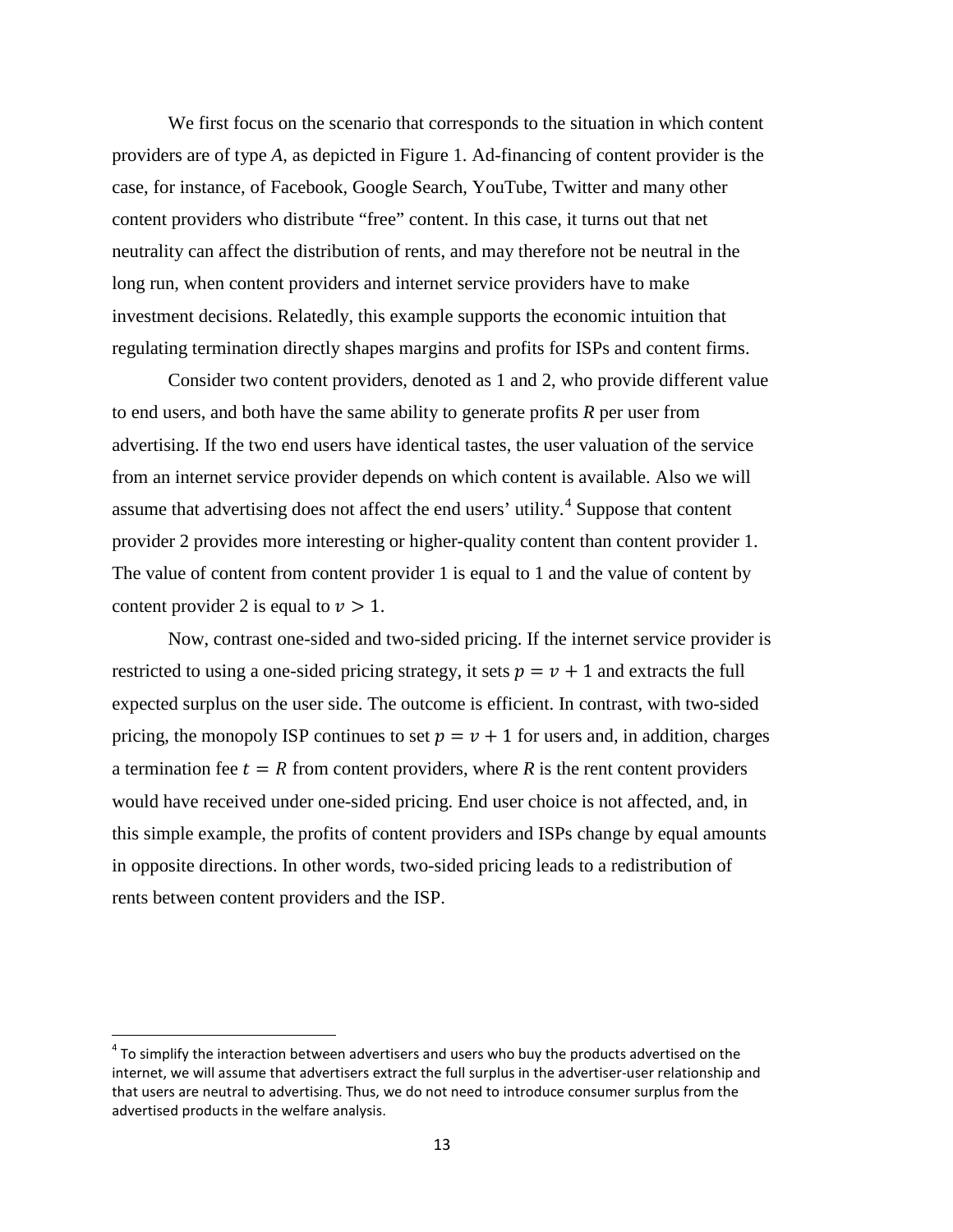We first focus on the scenario that corresponds to the situation in which content providers are of type *A*, as depicted in Figure 1. Ad-financing of content provider is the case, for instance, of Facebook, Google Search, YouTube, Twitter and many other content providers who distribute "free" content. In this case, it turns out that net neutrality can affect the distribution of rents, and may therefore not be neutral in the long run, when content providers and internet service providers have to make investment decisions. Relatedly, this example supports the economic intuition that regulating termination directly shapes margins and profits for ISPs and content firms.

Consider two content providers, denoted as 1 and 2, who provide different value to end users, and both have the same ability to generate profits *R* per user from advertising. If the two end users have identical tastes, the user valuation of the service from an internet service provider depends on which content is available. Also we will assume that advertising does not affect the end users' utility.[4] Suppose that content provider 2 provides more interesting or higher-quality content than content provider 1. The value of content from content provider 1 is equal to 1 and the value of content by content provider 2 is equal to $v > 1$.

Now, contrast one-sided and two-sided pricing. If the internet service provider is restricted to using a one-sided pricing strategy, it sets $p = v + 1$ and extracts the full expected surplus on the user side. The outcome is efficient. In contrast, with two-sided pricing, the monopoly ISP continues to set $p = v + 1$ for users and, in addition, charges a termination fee $t = R$ from content providers, where *R* is the rent content providers would have received under one-sided pricing. End user choice is not affected, and, in this simple example, the profits of content providers and ISPs change by equal amounts in opposite directions. In other words, two-sided pricing leads to a redistribution of rents between content providers and the ISP.

---

[4] To simplify the interaction between advertisers and users who buy the products advertised on the internet, we will assume that advertisers extract the full surplus in the advertiser-user relationship and that users are neutral to advertising. Thus, we do not need to introduce consumer surplus from the advertised products in the welfare analysis.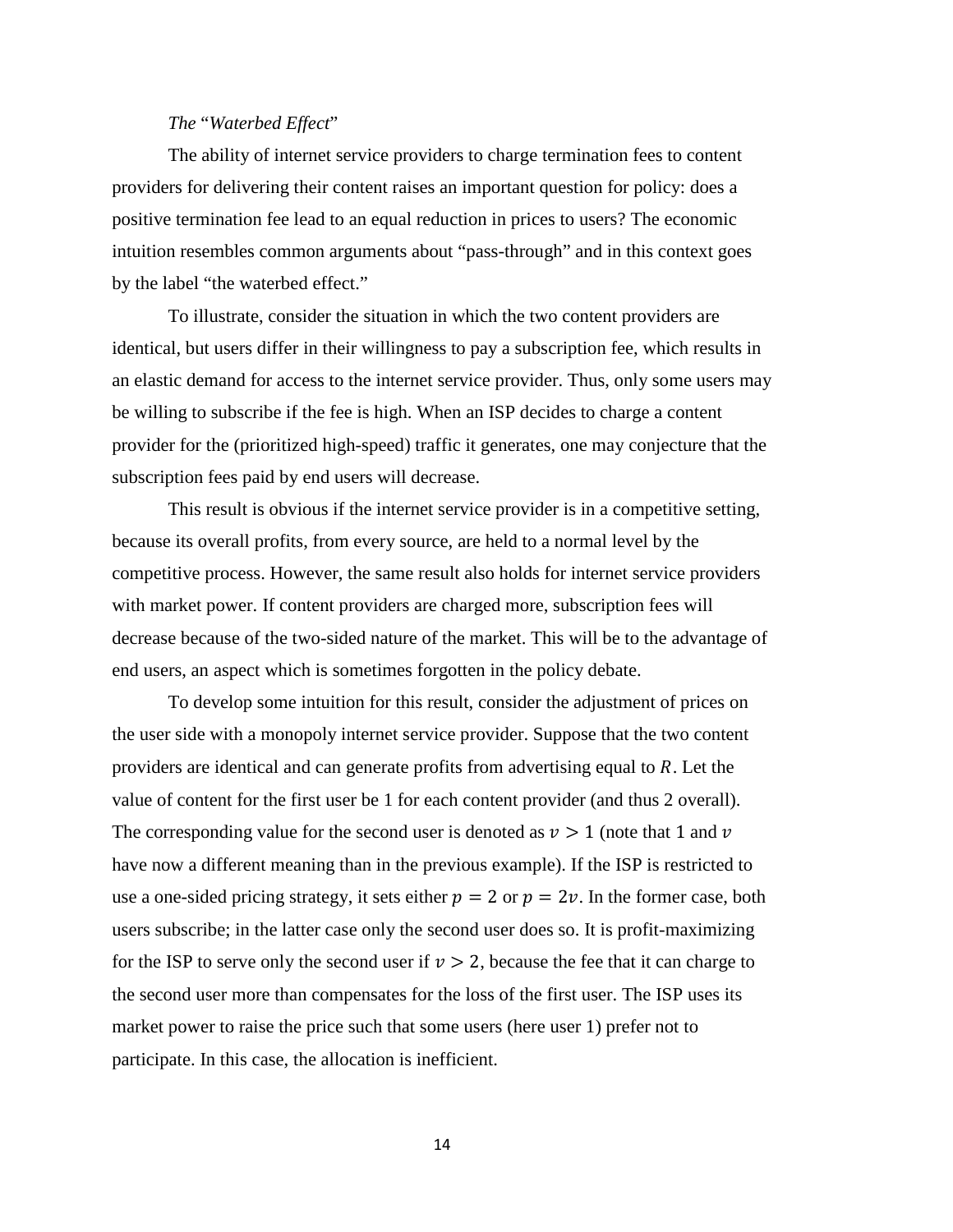*The "Waterbed Effect"*

The ability of internet service providers to charge termination fees to content providers for delivering their content raises an important question for policy: does a positive termination fee lead to an equal reduction in prices to users? The economic intuition resembles common arguments about "pass-through" and in this context goes by the label "the waterbed effect."

To illustrate, consider the situation in which the two content providers are identical, but users differ in their willingness to pay a subscription fee, which results in an elastic demand for access to the internet service provider. Thus, only some users may be willing to subscribe if the fee is high. When an ISP decides to charge a content provider for the (prioritized high-speed) traffic it generates, one may conjecture that the subscription fees paid by end users will decrease.

This result is obvious if the internet service provider is in a competitive setting, because its overall profits, from every source, are held to a normal level by the competitive process. However, the same result also holds for internet service providers with market power. If content providers are charged more, subscription fees will decrease because of the two-sided nature of the market. This will be to the advantage of end users, an aspect which is sometimes forgotten in the policy debate.

To develop some intuition for this result, consider the adjustment of prices on the user side with a monopoly internet service provider. Suppose that the two content providers are identical and can generate profits from advertising equal to $R$. Let the value of content for the first user be 1 for each content provider (and thus 2 overall). The corresponding value for the second user is denoted as $v > 1$ (note that 1 and $v$ have now a different meaning than in the previous example). If the ISP is restricted to use a one-sided pricing strategy, it sets either $p = 2$ or $p = 2v$. In the former case, both users subscribe; in the latter case only the second user does so. It is profit-maximizing for the ISP to serve only the second user if $v > 2$, because the fee that it can charge to the second user more than compensates for the loss of the first user. The ISP uses its market power to raise the price such that some users (here user 1) prefer not to participate. In this case, the allocation is inefficient.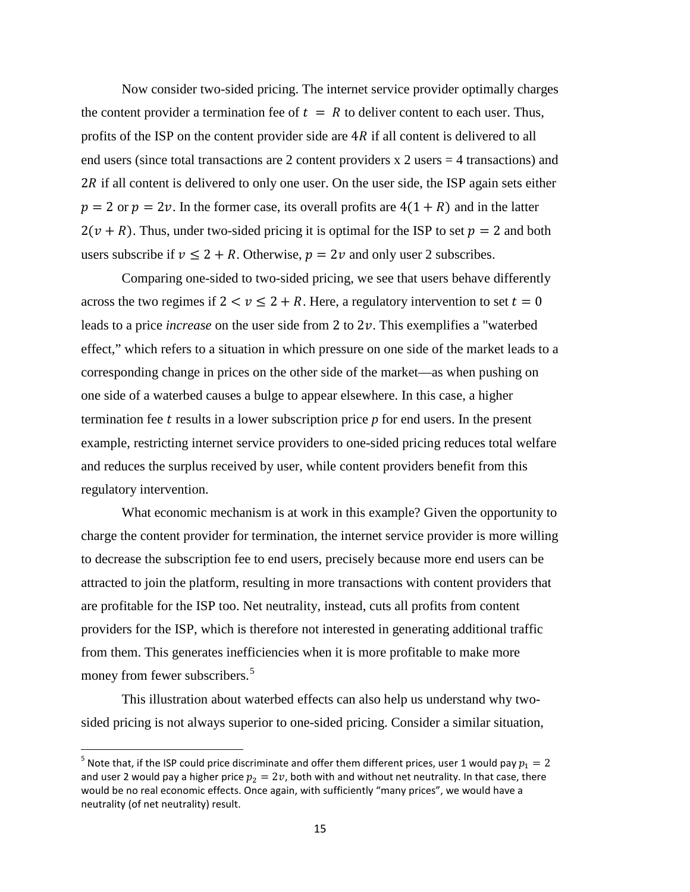Now consider two-sided pricing. The internet service provider optimally charges the content provider a termination fee of $t = R$ to deliver content to each user. Thus, profits of the ISP on the content provider side are $4R$ if all content is delivered to all end users (since total transactions are 2 content providers x 2 users = 4 transactions) and $2R$ if all content is delivered to only one user. On the user side, the ISP again sets either $p = 2$ or $p = 2v$. In the former case, its overall profits are $4(1 + R)$ and in the latter $2(v + R)$. Thus, under two-sided pricing it is optimal for the ISP to set $p = 2$ and both users subscribe if $v \leq 2 + R$. Otherwise, $p = 2v$ and only user 2 subscribes.

Comparing one-sided to two-sided pricing, we see that users behave differently across the two regimes if $2 < v \leq 2 + R$. Here, a regulatory intervention to set $t = 0$ leads to a price *increase* on the user side from 2 to $2v$. This exemplifies a "waterbed effect," which refers to a situation in which pressure on one side of the market leads to a corresponding change in prices on the other side of the market—as when pushing on one side of a waterbed causes a bulge to appear elsewhere. In this case, a higher termination fee $t$ results in a lower subscription price $p$ for end users. In the present example, restricting internet service providers to one-sided pricing reduces total welfare and reduces the surplus received by user, while content providers benefit from this regulatory intervention.

What economic mechanism is at work in this example? Given the opportunity to charge the content provider for termination, the internet service provider is more willing to decrease the subscription fee to end users, precisely because more end users can be attracted to join the platform, resulting in more transactions with content providers that are profitable for the ISP too. Net neutrality, instead, cuts all profits from content providers for the ISP, which is therefore not interested in generating additional traffic from them. This generates inefficiencies when it is more profitable to make more money from fewer subscribers.[5]

This illustration about waterbed effects can also help us understand why two-sided pricing is not always superior to one-sided pricing. Consider a similar situation,

---

[5] Note that, if the ISP could price discriminate and offer them different prices, user 1 would pay $p_1 = 2$ and user 2 would pay a higher price $p_2 = 2v$, both with and without net neutrality. In that case, there would be no real economic effects. Once again, with sufficiently "many prices", we would have a neutrality (of net neutrality) result.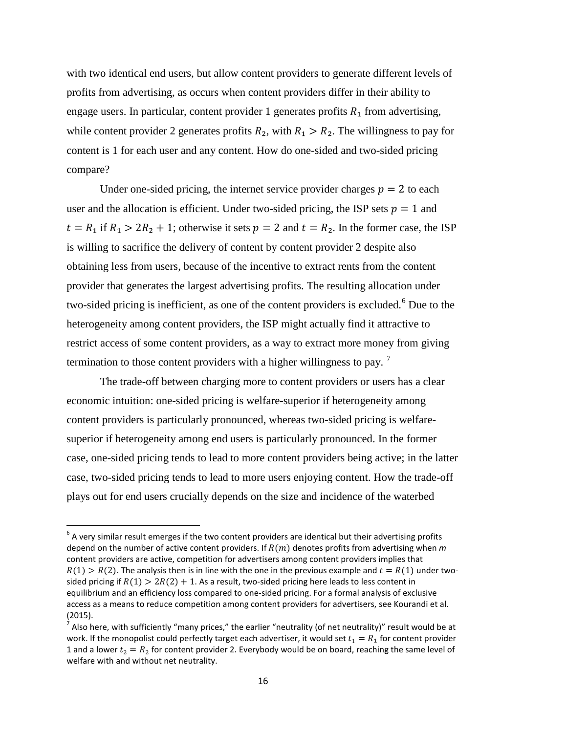with two identical end users, but allow content providers to generate different levels of profits from advertising, as occurs when content providers differ in their ability to engage users. In particular, content provider 1 generates profits $R_1$ from advertising, while content provider 2 generates profits $R_2$, with $R_1 > R_2$. The willingness to pay for content is 1 for each user and any content. How do one-sided and two-sided pricing compare?

Under one-sided pricing, the internet service provider charges $p = 2$ to each user and the allocation is efficient. Under two-sided pricing, the ISP sets $p = 1$ and $t = R_1$ if $R_1 > 2R_2 + 1$; otherwise it sets $p = 2$ and $t = R_2$. In the former case, the ISP is willing to sacrifice the delivery of content by content provider 2 despite also obtaining less from users, because of the incentive to extract rents from the content provider that generates the largest advertising profits. The resulting allocation under two-sided pricing is inefficient, as one of the content providers is excluded.[6] Due to the heterogeneity among content providers, the ISP might actually find it attractive to restrict access of some content providers, as a way to extract more money from giving termination to those content providers with a higher willingness to pay.[7]

The trade-off between charging more to content providers or users has a clear economic intuition: one-sided pricing is welfare-superior if heterogeneity among content providers is particularly pronounced, whereas two-sided pricing is welfare-superior if heterogeneity among end users is particularly pronounced. In the former case, one-sided pricing tends to lead to more content providers being active; in the latter case, two-sided pricing tends to lead to more users enjoying content. How the trade-off plays out for end users crucially depends on the size and incidence of the waterbed

[6] A very similar result emerges if the two content providers are identical but their advertising profits depend on the number of active content providers. If $R(m)$ denotes profits from advertising when *m* content providers are active, competition for advertisers among content providers implies that $R(1) > R(2)$. The analysis then is in line with the one in the previous example and $t = R(1)$ under two-sided pricing if $R(1) > 2R(2) + 1$. As a result, two-sided pricing here leads to less content in equilibrium and an efficiency loss compared to one-sided pricing. For a formal analysis of exclusive access as a means to reduce competition among content providers for advertisers, see Kourandi et al. (2015).

[7] Also here, with sufficiently "many prices," the earlier "neutrality (of net neutrality)" result would be at work. If the monopolist could perfectly target each advertiser, it would set $t_1 = R_1$ for content provider 1 and a lower $t_2 = R_2$ for content provider 2. Everybody would be on board, reaching the same level of welfare with and without net neutrality.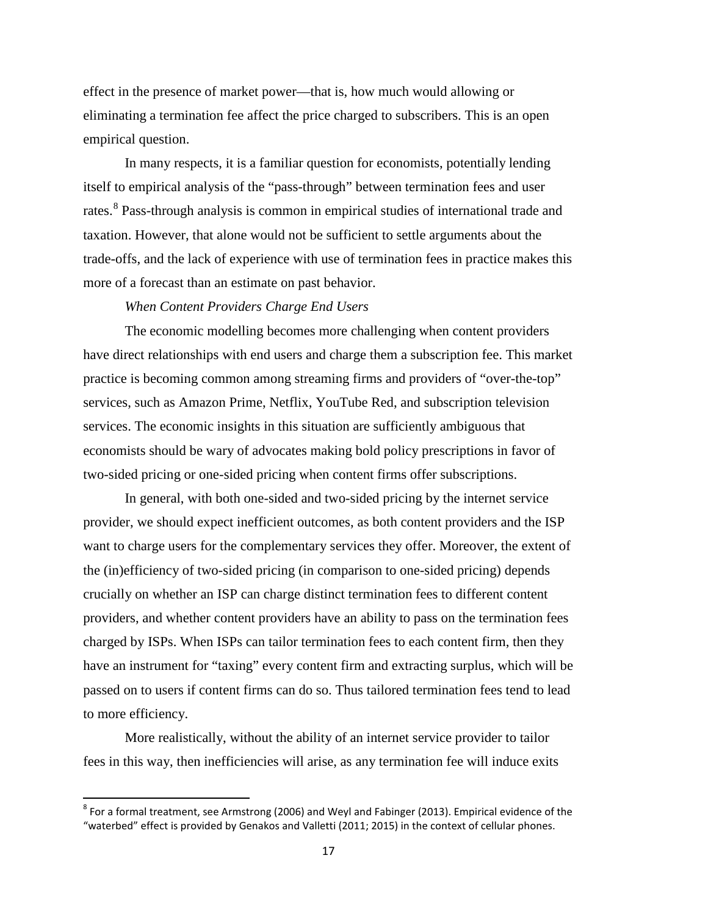effect in the presence of market power—that is, how much would allowing or eliminating a termination fee affect the price charged to subscribers. This is an open empirical question.

In many respects, it is a familiar question for economists, potentially lending itself to empirical analysis of the "pass-through" between termination fees and user rates.[8] Pass-through analysis is common in empirical studies of international trade and taxation. However, that alone would not be sufficient to settle arguments about the trade-offs, and the lack of experience with use of termination fees in practice makes this more of a forecast than an estimate on past behavior.

*When Content Providers Charge End Users*

The economic modelling becomes more challenging when content providers have direct relationships with end users and charge them a subscription fee. This market practice is becoming common among streaming firms and providers of "over-the-top" services, such as Amazon Prime, Netflix, YouTube Red, and subscription television services. The economic insights in this situation are sufficiently ambiguous that economists should be wary of advocates making bold policy prescriptions in favor of two-sided pricing or one-sided pricing when content firms offer subscriptions.

In general, with both one-sided and two-sided pricing by the internet service provider, we should expect inefficient outcomes, as both content providers and the ISP want to charge users for the complementary services they offer. Moreover, the extent of the (in)efficiency of two-sided pricing (in comparison to one-sided pricing) depends crucially on whether an ISP can charge distinct termination fees to different content providers, and whether content providers have an ability to pass on the termination fees charged by ISPs. When ISPs can tailor termination fees to each content firm, then they have an instrument for "taxing" every content firm and extracting surplus, which will be passed on to users if content firms can do so. Thus tailored termination fees tend to lead to more efficiency.

More realistically, without the ability of an internet service provider to tailor fees in this way, then inefficiencies will arise, as any termination fee will induce exits

---

[8] For a formal treatment, see Armstrong (2006) and Weyl and Fabinger (2013). Empirical evidence of the "waterbed" effect is provided by Genakos and Valletti (2011; 2015) in the context of cellular phones.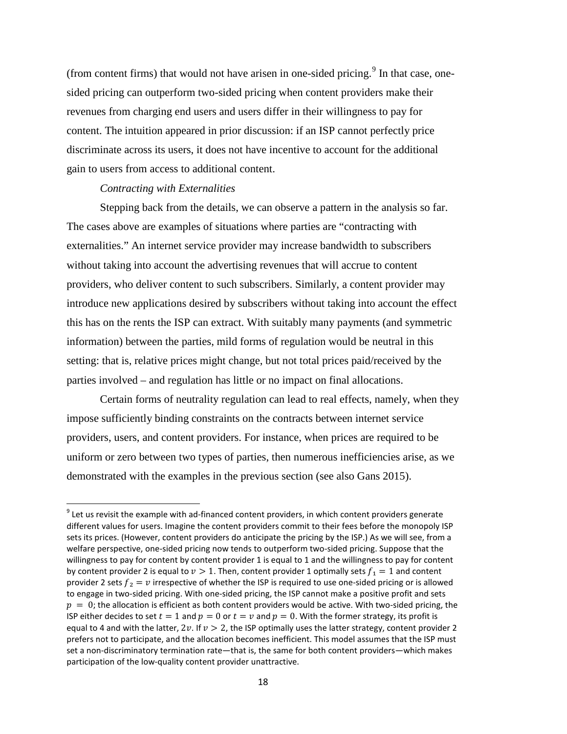(from content firms) that would not have arisen in one-sided pricing.[9] In that case, one-sided pricing can outperform two-sided pricing when content providers make their revenues from charging end users and users differ in their willingness to pay for content. The intuition appeared in prior discussion: if an ISP cannot perfectly price discriminate across its users, it does not have incentive to account for the additional gain to users from access to additional content.

*Contracting with Externalities*

Stepping back from the details, we can observe a pattern in the analysis so far. The cases above are examples of situations where parties are "contracting with externalities." An internet service provider may increase bandwidth to subscribers without taking into account the advertising revenues that will accrue to content providers, who deliver content to such subscribers. Similarly, a content provider may introduce new applications desired by subscribers without taking into account the effect this has on the rents the ISP can extract. With suitably many payments (and symmetric information) between the parties, mild forms of regulation would be neutral in this setting: that is, relative prices might change, but not total prices paid/received by the parties involved – and regulation has little or no impact on final allocations.

Certain forms of neutrality regulation can lead to real effects, namely, when they impose sufficiently binding constraints on the contracts between internet service providers, users, and content providers. For instance, when prices are required to be uniform or zero between two types of parties, then numerous inefficiencies arise, as we demonstrated with the examples in the previous section (see also Gans 2015).

---

[9] Let us revisit the example with ad-financed content providers, in which content providers generate different values for users. Imagine the content providers commit to their fees before the monopoly ISP sets its prices. (However, content providers do anticipate the pricing by the ISP.) As we will see, from a welfare perspective, one-sided pricing now tends to outperform two-sided pricing. Suppose that the willingness to pay for content by content provider 1 is equal to 1 and the willingness to pay for content by content provider 2 is equal to $v > 1$. Then, content provider 1 optimally sets $f_1 = 1$ and content provider 2 sets $f_2 = v$ irrespective of whether the ISP is required to use one-sided pricing or is allowed to engage in two-sided pricing. With one-sided pricing, the ISP cannot make a positive profit and sets $p = 0$; the allocation is efficient as both content providers would be active. With two-sided pricing, the ISP either decides to set $t = 1$ and $p = 0$ or $t = v$ and $p = 0$. With the former strategy, its profit is equal to 4 and with the latter, $2v$. If $v > 2$, the ISP optimally uses the latter strategy, content provider 2 prefers not to participate, and the allocation becomes inefficient. This model assumes that the ISP must set a non-discriminatory termination rate—that is, the same for both content providers—which makes participation of the low-quality content provider unattractive.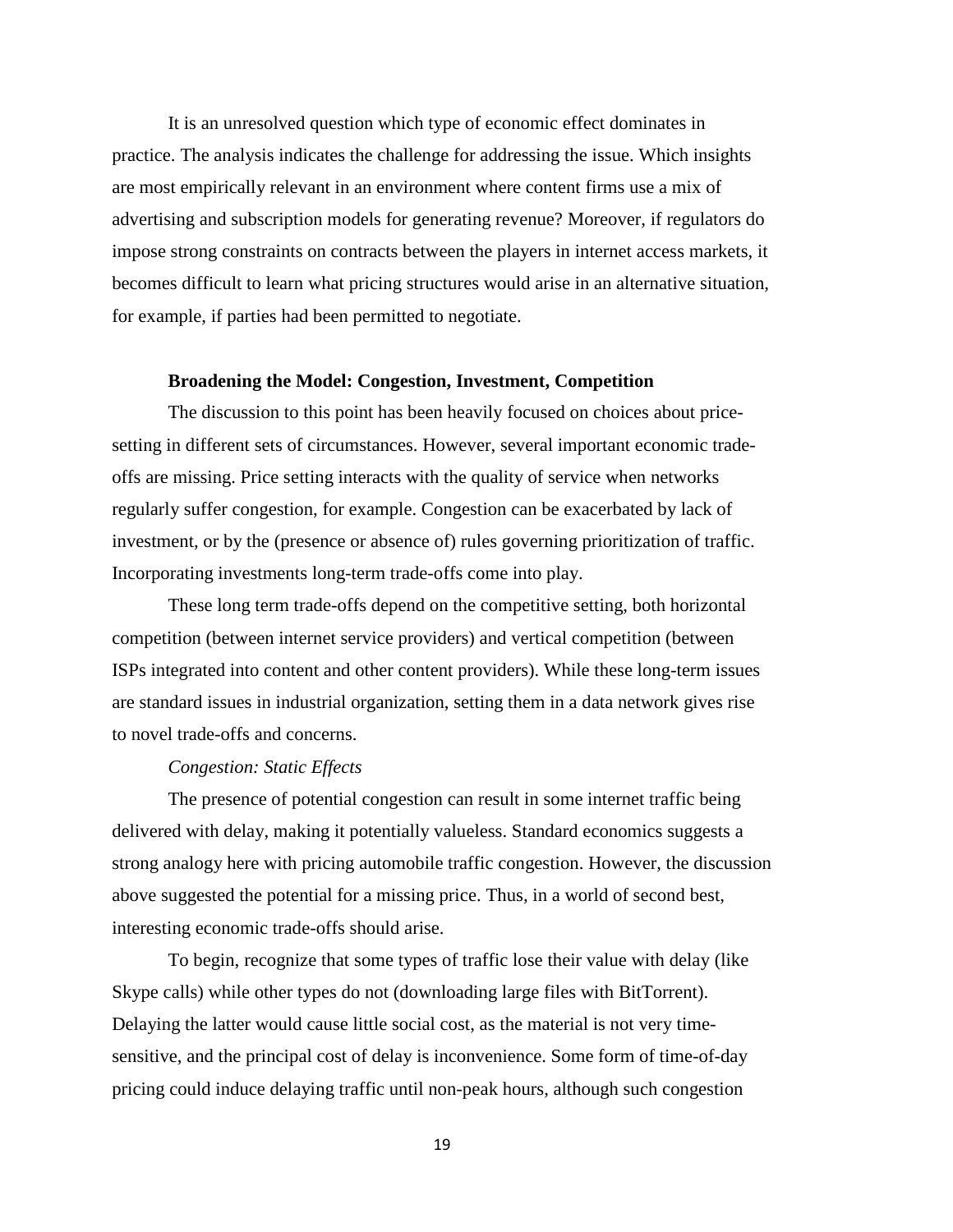It is an unresolved question which type of economic effect dominates in practice. The analysis indicates the challenge for addressing the issue. Which insights are most empirically relevant in an environment where content firms use a mix of advertising and subscription models for generating revenue? Moreover, if regulators do impose strong constraints on contracts between the players in internet access markets, it becomes difficult to learn what pricing structures would arise in an alternative situation, for example, if parties had been permitted to negotiate.

## Broadening the Model: Congestion, Investment, Competition

The discussion to this point has been heavily focused on choices about price-setting in different sets of circumstances. However, several important economic trade-offs are missing. Price setting interacts with the quality of service when networks regularly suffer congestion, for example. Congestion can be exacerbated by lack of investment, or by the (presence or absence of) rules governing prioritization of traffic. Incorporating investments long-term trade-offs come into play.

These long term trade-offs depend on the competitive setting, both horizontal competition (between internet service providers) and vertical competition (between ISPs integrated into content and other content providers). While these long-term issues are standard issues in industrial organization, setting them in a data network gives rise to novel trade-offs and concerns.

### *Congestion: Static Effects*

The presence of potential congestion can result in some internet traffic being delivered with delay, making it potentially valueless. Standard economics suggests a strong analogy here with pricing automobile traffic congestion. However, the discussion above suggested the potential for a missing price. Thus, in a world of second best, interesting economic trade-offs should arise.

To begin, recognize that some types of traffic lose their value with delay (like Skype calls) while other types do not (downloading large files with BitTorrent). Delaying the latter would cause little social cost, as the material is not very time-sensitive, and the principal cost of delay is inconvenience. Some form of time-of-day pricing could induce delaying traffic until non-peak hours, although such congestion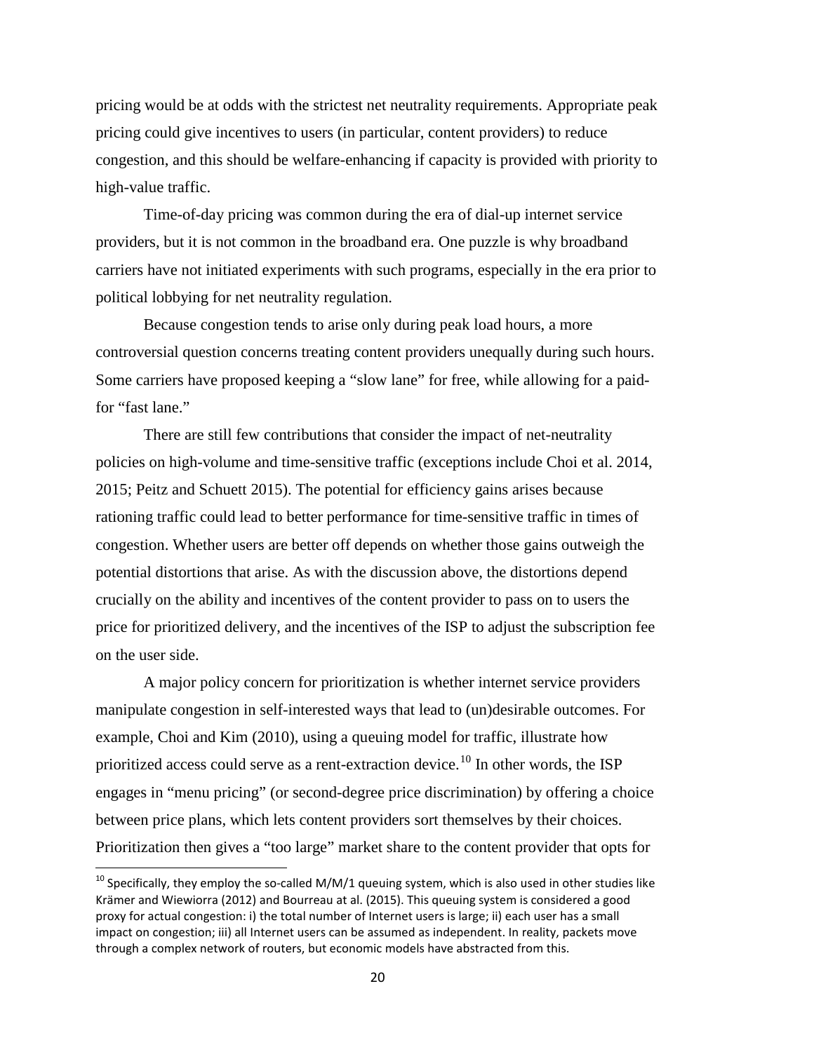pricing would be at odds with the strictest net neutrality requirements. Appropriate peak pricing could give incentives to users (in particular, content providers) to reduce congestion, and this should be welfare-enhancing if capacity is provided with priority to high-value traffic.

Time-of-day pricing was common during the era of dial-up internet service providers, but it is not common in the broadband era. One puzzle is why broadband carriers have not initiated experiments with such programs, especially in the era prior to political lobbying for net neutrality regulation.

Because congestion tends to arise only during peak load hours, a more controversial question concerns treating content providers unequally during such hours. Some carriers have proposed keeping a "slow lane" for free, while allowing for a paid-for "fast lane."

There are still few contributions that consider the impact of net-neutrality policies on high-volume and time-sensitive traffic (exceptions include Choi et al. 2014, 2015; Peitz and Schuett 2015). The potential for efficiency gains arises because rationing traffic could lead to better performance for time-sensitive traffic in times of congestion. Whether users are better off depends on whether those gains outweigh the potential distortions that arise. As with the discussion above, the distortions depend crucially on the ability and incentives of the content provider to pass on to users the price for prioritized delivery, and the incentives of the ISP to adjust the subscription fee on the user side.

A major policy concern for prioritization is whether internet service providers manipulate congestion in self-interested ways that lead to (un)desirable outcomes. For example, Choi and Kim (2010), using a queuing model for traffic, illustrate how prioritized access could serve as a rent-extraction device.[10] In other words, the ISP engages in "menu pricing" (or second-degree price discrimination) by offering a choice between price plans, which lets content providers sort themselves by their choices. Prioritization then gives a "too large" market share to the content provider that opts for

[10] Specifically, they employ the so-called M/M/1 queuing system, which is also used in other studies like Krämer and Wiewiorra (2012) and Bourreau at al. (2015). This queuing system is considered a good proxy for actual congestion: i) the total number of Internet users is large; ii) each user has a small impact on congestion; iii) all Internet users can be assumed as independent. In reality, packets move through a complex network of routers, but economic models have abstracted from this.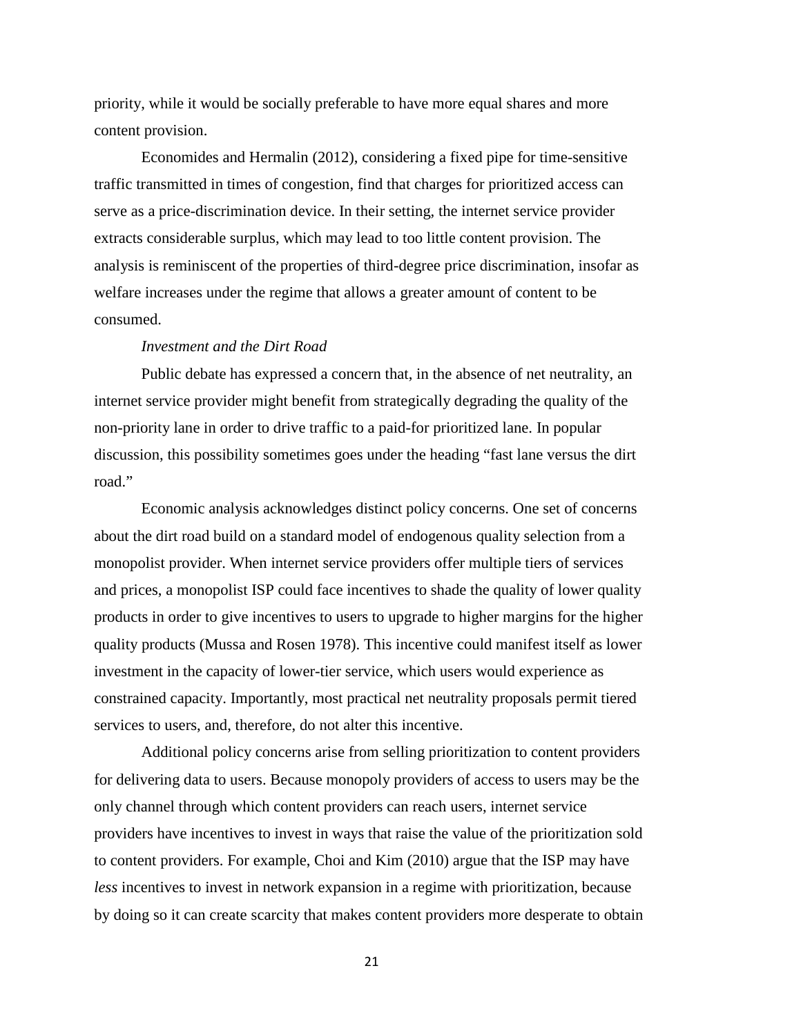priority, while it would be socially preferable to have more equal shares and more content provision.

Economides and Hermalin (2012), considering a fixed pipe for time-sensitive traffic transmitted in times of congestion, find that charges for prioritized access can serve as a price-discrimination device. In their setting, the internet service provider extracts considerable surplus, which may lead to too little content provision. The analysis is reminiscent of the properties of third-degree price discrimination, insofar as welfare increases under the regime that allows a greater amount of content to be consumed.

*Investment and the Dirt Road*

Public debate has expressed a concern that, in the absence of net neutrality, an internet service provider might benefit from strategically degrading the quality of the non-priority lane in order to drive traffic to a paid-for prioritized lane. In popular discussion, this possibility sometimes goes under the heading "fast lane versus the dirt road."

Economic analysis acknowledges distinct policy concerns. One set of concerns about the dirt road build on a standard model of endogenous quality selection from a monopolist provider. When internet service providers offer multiple tiers of services and prices, a monopolist ISP could face incentives to shade the quality of lower quality products in order to give incentives to users to upgrade to higher margins for the higher quality products (Mussa and Rosen 1978). This incentive could manifest itself as lower investment in the capacity of lower-tier service, which users would experience as constrained capacity. Importantly, most practical net neutrality proposals permit tiered services to users, and, therefore, do not alter this incentive.

Additional policy concerns arise from selling prioritization to content providers for delivering data to users. Because monopoly providers of access to users may be the only channel through which content providers can reach users, internet service providers have incentives to invest in ways that raise the value of the prioritization sold to content providers. For example, Choi and Kim (2010) argue that the ISP may have *less* incentives to invest in network expansion in a regime with prioritization, because by doing so it can create scarcity that makes content providers more desperate to obtain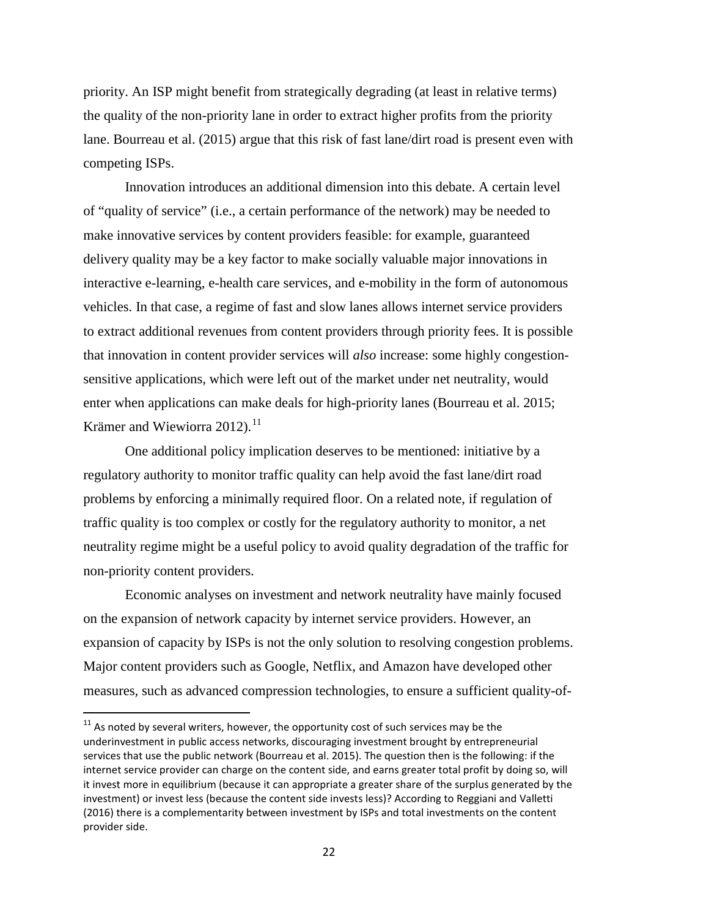priority. An ISP might benefit from strategically degrading (at least in relative terms) the quality of the non-priority lane in order to extract higher profits from the priority lane. Bourreau et al. (2015) argue that this risk of fast lane/dirt road is present even with competing ISPs.

Innovation introduces an additional dimension into this debate. A certain level of "quality of service" (i.e., a certain performance of the network) may be needed to make innovative services by content providers feasible: for example, guaranteed delivery quality may be a key factor to make socially valuable major innovations in interactive e-learning, e-health care services, and e-mobility in the form of autonomous vehicles. In that case, a regime of fast and slow lanes allows internet service providers to extract additional revenues from content providers through priority fees. It is possible that innovation in content provider services will *also* increase: some highly congestion-sensitive applications, which were left out of the market under net neutrality, would enter when applications can make deals for high-priority lanes (Bourreau et al. 2015; Krämer and Wiewiorra 2012).[11]

One additional policy implication deserves to be mentioned: initiative by a regulatory authority to monitor traffic quality can help avoid the fast lane/dirt road problems by enforcing a minimally required floor. On a related note, if regulation of traffic quality is too complex or costly for the regulatory authority to monitor, a net neutrality regime might be a useful policy to avoid quality degradation of the traffic for non-priority content providers.

Economic analyses on investment and network neutrality have mainly focused on the expansion of network capacity by internet service providers. However, an expansion of capacity by ISPs is not the only solution to resolving congestion problems. Major content providers such as Google, Netflix, and Amazon have developed other measures, such as advanced compression technologies, to ensure a sufficient quality-of-

[11] As noted by several writers, however, the opportunity cost of such services may be the underinvestment in public access networks, discouraging investment brought by entrepreneurial services that use the public network (Bourreau et al. 2015). The question then is the following: if the internet service provider can charge on the content side, and earns greater total profit by doing so, will it invest more in equilibrium (because it can appropriate a greater share of the surplus generated by the investment) or invest less (because the content side invests less)? According to Reggiani and Valletti (2016) there is a complementarity between investment by ISPs and total investments on the content provider side.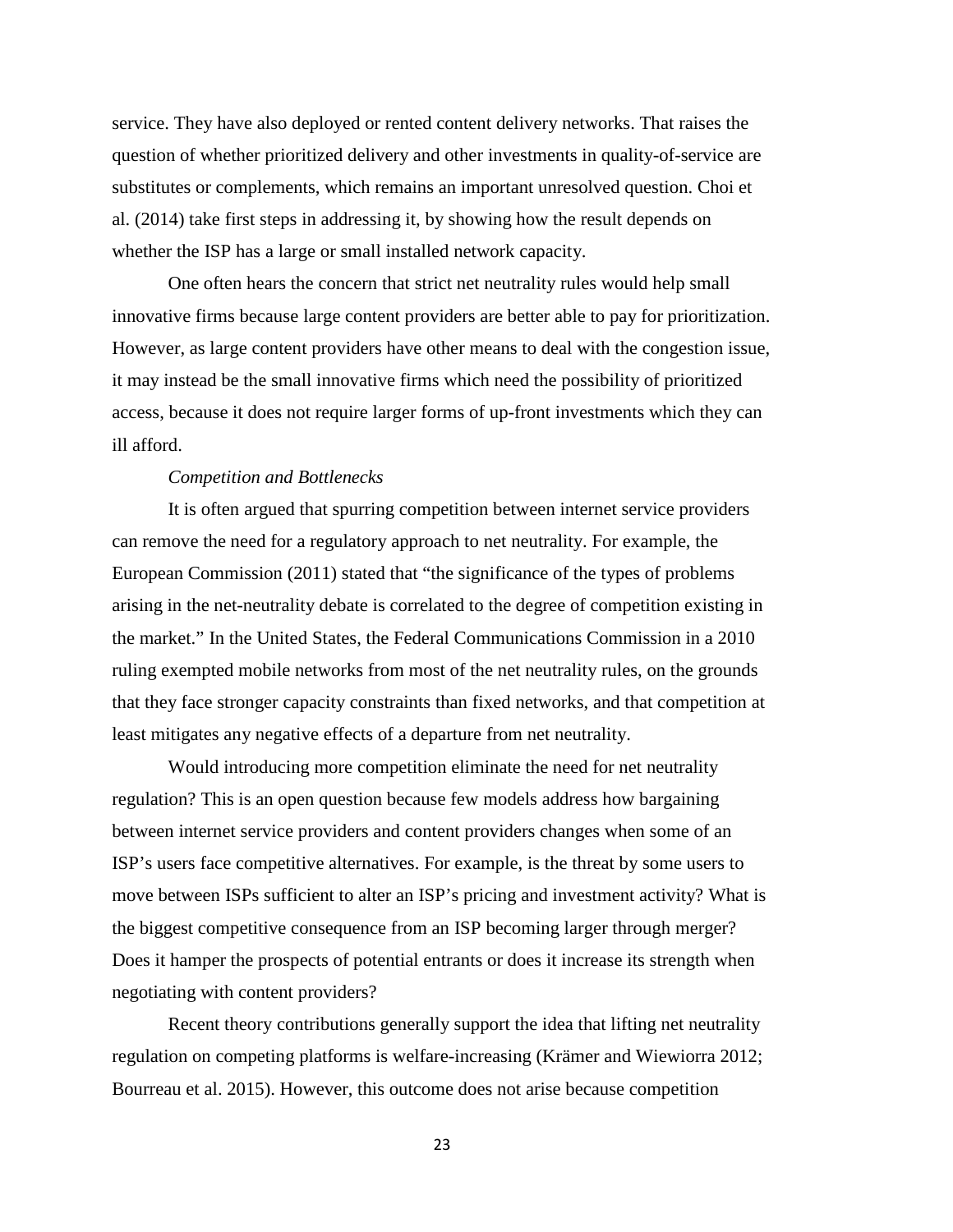service. They have also deployed or rented content delivery networks. That raises the question of whether prioritized delivery and other investments in quality-of-service are substitutes or complements, which remains an important unresolved question. Choi et al. (2014) take first steps in addressing it, by showing how the result depends on whether the ISP has a large or small installed network capacity.

One often hears the concern that strict net neutrality rules would help small innovative firms because large content providers are better able to pay for prioritization. However, as large content providers have other means to deal with the congestion issue, it may instead be the small innovative firms which need the possibility of prioritized access, because it does not require larger forms of up-front investments which they can ill afford.

*Competition and Bottlenecks*

It is often argued that spurring competition between internet service providers can remove the need for a regulatory approach to net neutrality. For example, the European Commission (2011) stated that "the significance of the types of problems arising in the net-neutrality debate is correlated to the degree of competition existing in the market." In the United States, the Federal Communications Commission in a 2010 ruling exempted mobile networks from most of the net neutrality rules, on the grounds that they face stronger capacity constraints than fixed networks, and that competition at least mitigates any negative effects of a departure from net neutrality.

Would introducing more competition eliminate the need for net neutrality regulation? This is an open question because few models address how bargaining between internet service providers and content providers changes when some of an ISP's users face competitive alternatives. For example, is the threat by some users to move between ISPs sufficient to alter an ISP's pricing and investment activity? What is the biggest competitive consequence from an ISP becoming larger through merger? Does it hamper the prospects of potential entrants or does it increase its strength when negotiating with content providers?

Recent theory contributions generally support the idea that lifting net neutrality regulation on competing platforms is welfare-increasing (Krämer and Wiewiorra 2012; Bourreau et al. 2015). However, this outcome does not arise because competition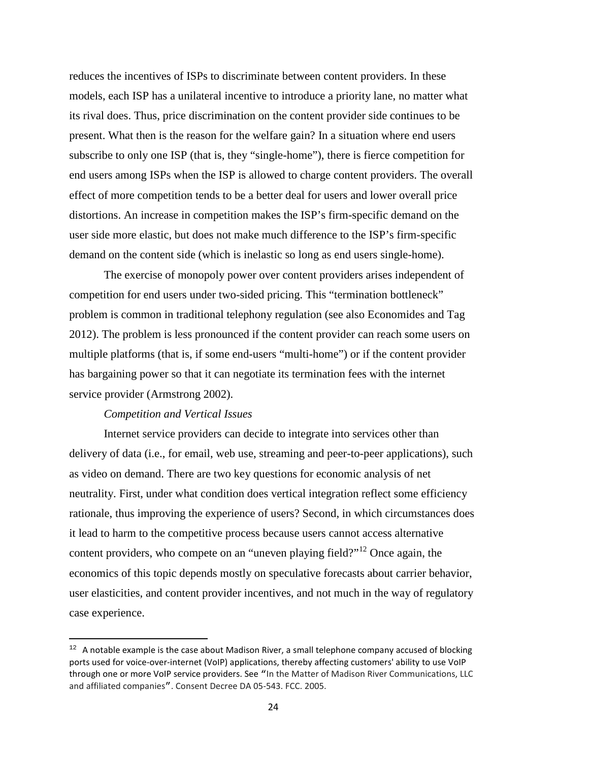reduces the incentives of ISPs to discriminate between content providers. In these models, each ISP has a unilateral incentive to introduce a priority lane, no matter what its rival does. Thus, price discrimination on the content provider side continues to be present. What then is the reason for the welfare gain? In a situation where end users subscribe to only one ISP (that is, they "single-home"), there is fierce competition for end users among ISPs when the ISP is allowed to charge content providers. The overall effect of more competition tends to be a better deal for users and lower overall price distortions. An increase in competition makes the ISP's firm-specific demand on the user side more elastic, but does not make much difference to the ISP's firm-specific demand on the content side (which is inelastic so long as end users single-home).

The exercise of monopoly power over content providers arises independent of competition for end users under two-sided pricing. This "termination bottleneck" problem is common in traditional telephony regulation (see also Economides and Tag 2012). The problem is less pronounced if the content provider can reach some users on multiple platforms (that is, if some end-users "multi-home") or if the content provider has bargaining power so that it can negotiate its termination fees with the internet service provider (Armstrong 2002).

*Competition and Vertical Issues*

Internet service providers can decide to integrate into services other than delivery of data (i.e., for email, web use, streaming and peer-to-peer applications), such as video on demand. There are two key questions for economic analysis of net neutrality. First, under what condition does vertical integration reflect some efficiency rationale, thus improving the experience of users? Second, in which circumstances does it lead to harm to the competitive process because users cannot access alternative content providers, who compete on an "uneven playing field?"[12] Once again, the economics of this topic depends mostly on speculative forecasts about carrier behavior, user elasticities, and content provider incentives, and not much in the way of regulatory case experience.

---

[12] A notable example is the case about Madison River, a small telephone company accused of blocking ports used for voice-over-internet (VoIP) applications, thereby affecting customers' ability to use VoIP through one or more VoIP service providers. See "In the Matter of Madison River Communications, LLC and affiliated companies". Consent Decree DA 05-543. FCC. 2005.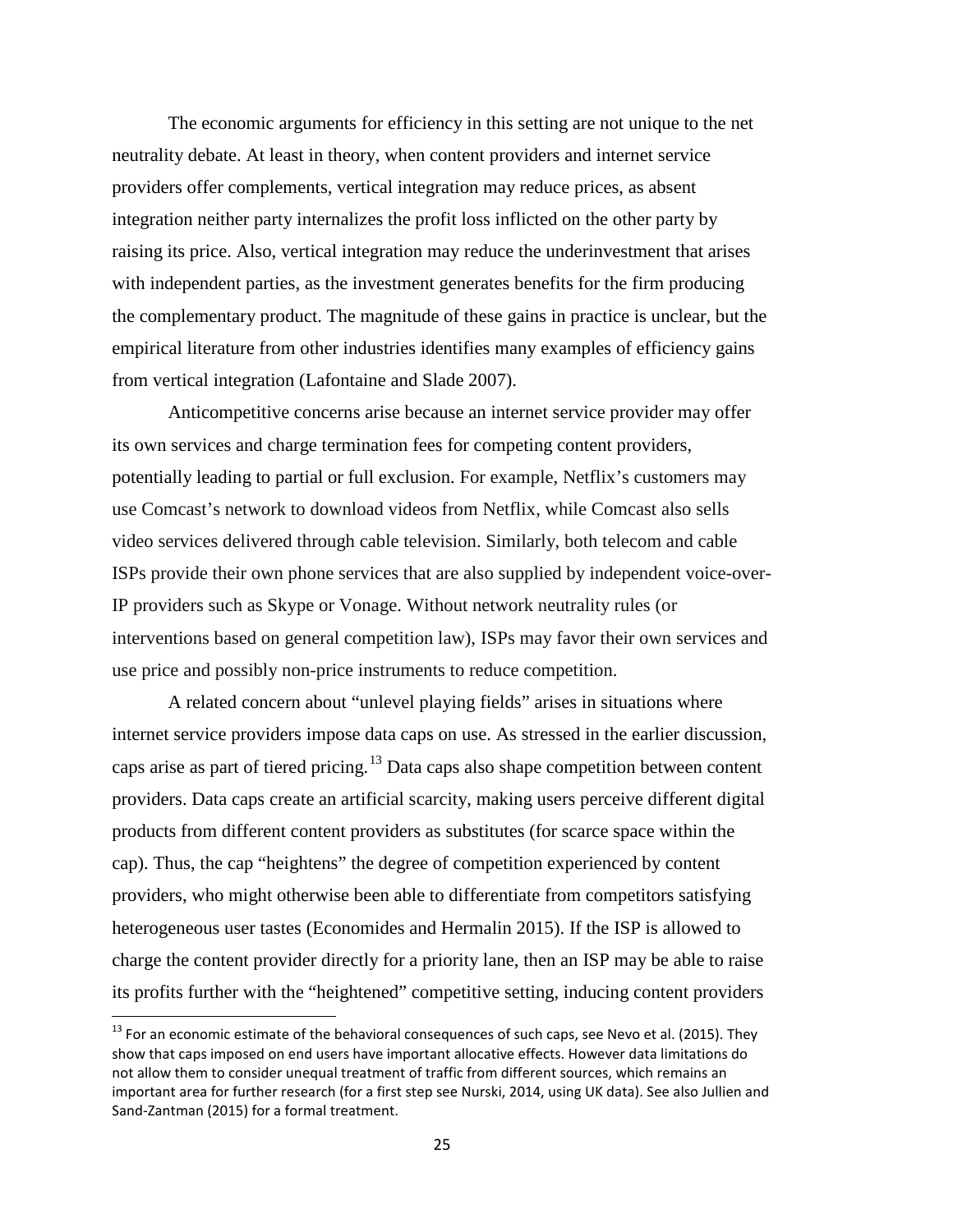The economic arguments for efficiency in this setting are not unique to the net neutrality debate. At least in theory, when content providers and internet service providers offer complements, vertical integration may reduce prices, as absent integration neither party internalizes the profit loss inflicted on the other party by raising its price. Also, vertical integration may reduce the underinvestment that arises with independent parties, as the investment generates benefits for the firm producing the complementary product. The magnitude of these gains in practice is unclear, but the empirical literature from other industries identifies many examples of efficiency gains from vertical integration (Lafontaine and Slade 2007).

Anticompetitive concerns arise because an internet service provider may offer its own services and charge termination fees for competing content providers, potentially leading to partial or full exclusion. For example, Netflix's customers may use Comcast's network to download videos from Netflix, while Comcast also sells video services delivered through cable television. Similarly, both telecom and cable ISPs provide their own phone services that are also supplied by independent voice-over-IP providers such as Skype or Vonage. Without network neutrality rules (or interventions based on general competition law), ISPs may favor their own services and use price and possibly non-price instruments to reduce competition.

A related concern about "unlevel playing fields" arises in situations where internet service providers impose data caps on use. As stressed in the earlier discussion, caps arise as part of tiered pricing.[13] Data caps also shape competition between content providers. Data caps create an artificial scarcity, making users perceive different digital products from different content providers as substitutes (for scarce space within the cap). Thus, the cap "heightens" the degree of competition experienced by content providers, who might otherwise been able to differentiate from competitors satisfying heterogeneous user tastes (Economides and Hermalin 2015). If the ISP is allowed to charge the content provider directly for a priority lane, then an ISP may be able to raise its profits further with the "heightened" competitive setting, inducing content providers

[13] For an economic estimate of the behavioral consequences of such caps, see Nevo et al. (2015). They show that caps imposed on end users have important allocative effects. However data limitations do not allow them to consider unequal treatment of traffic from different sources, which remains an important area for further research (for a first step see Nurski, 2014, using UK data). See also Jullien and Sand-Zantman (2015) for a formal treatment.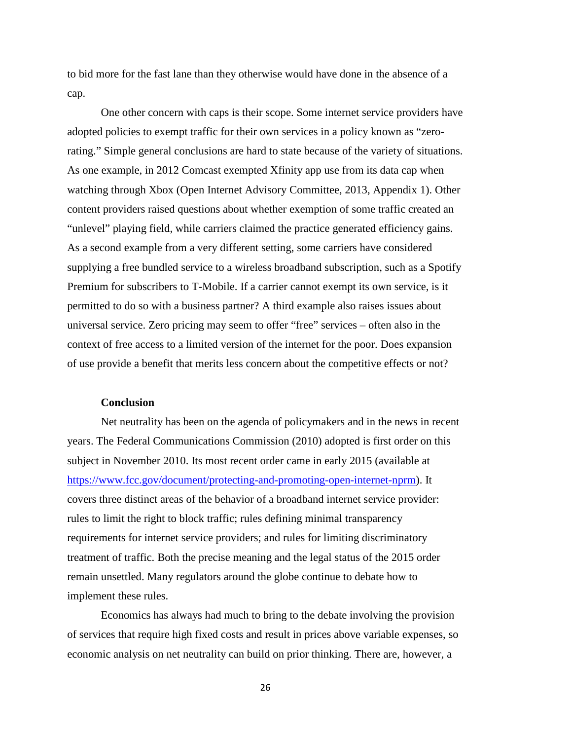to bid more for the fast lane than they otherwise would have done in the absence of a cap.

One other concern with caps is their scope. Some internet service providers have adopted policies to exempt traffic for their own services in a policy known as "zero-rating." Simple general conclusions are hard to state because of the variety of situations. As one example, in 2012 Comcast exempted Xfinity app use from its data cap when watching through Xbox (Open Internet Advisory Committee, 2013, Appendix 1). Other content providers raised questions about whether exemption of some traffic created an "unlevel" playing field, while carriers claimed the practice generated efficiency gains. As a second example from a very different setting, some carriers have considered supplying a free bundled service to a wireless broadband subscription, such as a Spotify Premium for subscribers to T-Mobile. If a carrier cannot exempt its own service, is it permitted to do so with a business partner? A third example also raises issues about universal service. Zero pricing may seem to offer "free" services – often also in the context of free access to a limited version of the internet for the poor. Does expansion of use provide a benefit that merits less concern about the competitive effects or not?

## Conclusion

Net neutrality has been on the agenda of policymakers and in the news in recent years. The Federal Communications Commission (2010) adopted is first order on this subject in November 2010. Its most recent order came in early 2015 (available at [https://www.fcc.gov/document/protecting-and-promoting-open-internet-nprm](https://www.fcc.gov/document/protecting-and-promoting-open-internet-nprm)). It covers three distinct areas of the behavior of a broadband internet service provider: rules to limit the right to block traffic; rules defining minimal transparency requirements for internet service providers; and rules for limiting discriminatory treatment of traffic. Both the precise meaning and the legal status of the 2015 order remain unsettled. Many regulators around the globe continue to debate how to implement these rules.

Economics has always had much to bring to the debate involving the provision of services that require high fixed costs and result in prices above variable expenses, so economic analysis on net neutrality can build on prior thinking. There are, however, a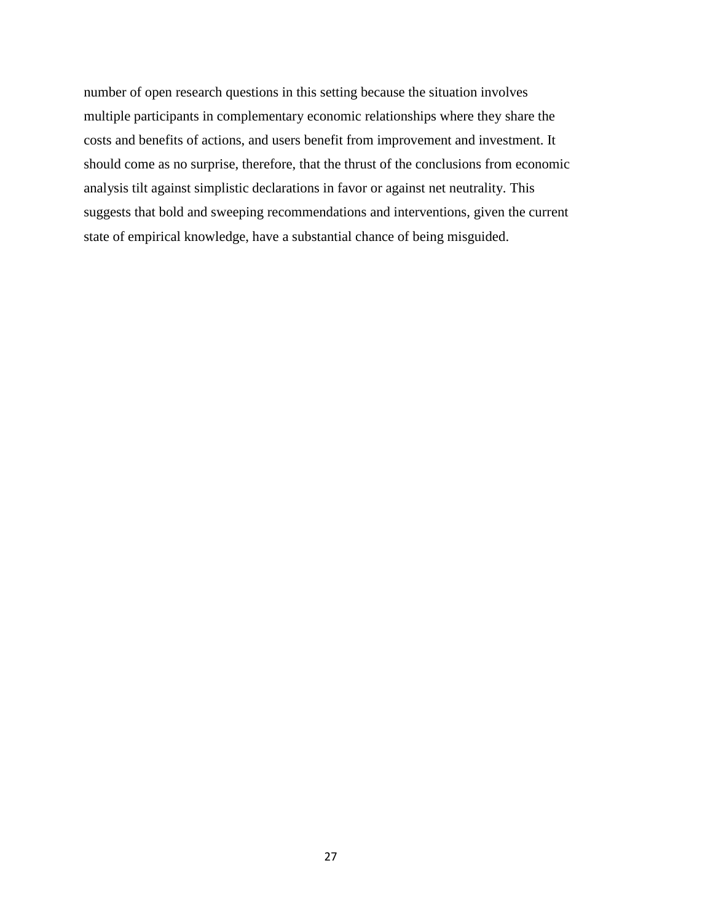number of open research questions in this setting because the situation involves multiple participants in complementary economic relationships where they share the costs and benefits of actions, and users benefit from improvement and investment. It should come as no surprise, therefore, that the thrust of the conclusions from economic analysis tilt against simplistic declarations in favor or against net neutrality. This suggests that bold and sweeping recommendations and interventions, given the current state of empirical knowledge, have a substantial chance of being misguided.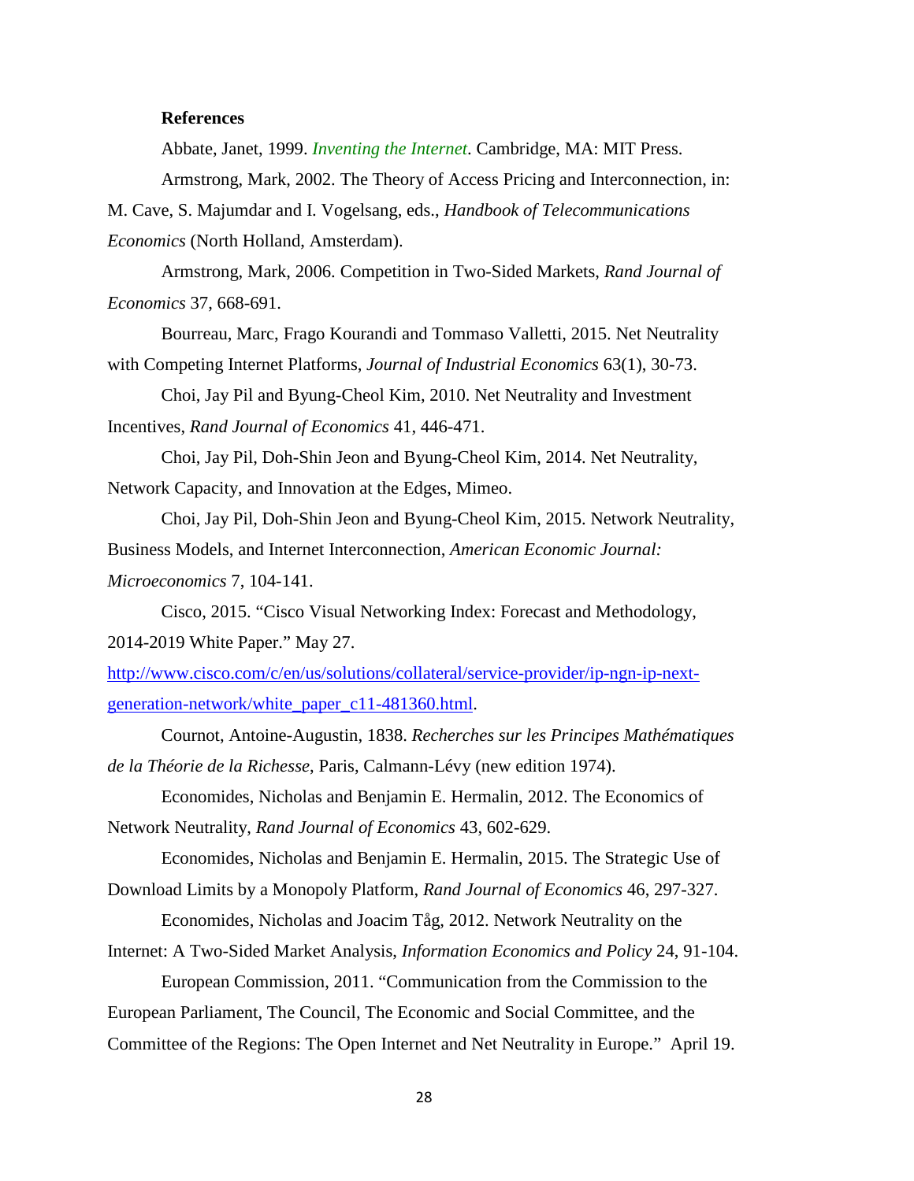## References

Abbate, Janet, 1999. *Inventing the Internet*. Cambridge, MA: MIT Press.

Armstrong, Mark, 2002. The Theory of Access Pricing and Interconnection, in: M. Cave, S. Majumdar and I. Vogelsang, eds., *Handbook of Telecommunications Economics* (North Holland, Amsterdam).

Armstrong, Mark, 2006. Competition in Two-Sided Markets, *Rand Journal of Economics* 37, 668-691.

Bourreau, Marc, Frago Kourandi and Tommaso Valletti, 2015. Net Neutrality with Competing Internet Platforms, *Journal of Industrial Economics* 63(1), 30-73.

Choi, Jay Pil and Byung-Cheol Kim, 2010. Net Neutrality and Investment Incentives, *Rand Journal of Economics* 41, 446-471.

Choi, Jay Pil, Doh-Shin Jeon and Byung-Cheol Kim, 2014. Net Neutrality, Network Capacity, and Innovation at the Edges, Mimeo.

Choi, Jay Pil, Doh-Shin Jeon and Byung-Cheol Kim, 2015. Network Neutrality, Business Models, and Internet Interconnection, *American Economic Journal: Microeconomics* 7, 104-141.

Cisco, 2015. "Cisco Visual Networking Index: Forecast and Methodology, 2014-2019 White Paper." May 27. http://www.cisco.com/c/en/us/solutions/collateral/service-provider/ip-ngn-ip-next-generation-network/white_paper_c11-481360.html.

Cournot, Antoine-Augustin, 1838. *Recherches sur les Principes Mathématiques de la Théorie de la Richesse*, Paris, Calmann-Lévy (new edition 1974).

Economides, Nicholas and Benjamin E. Hermalin, 2012. The Economics of Network Neutrality, *Rand Journal of Economics* 43, 602-629.

Economides, Nicholas and Benjamin E. Hermalin, 2015. The Strategic Use of Download Limits by a Monopoly Platform, *Rand Journal of Economics* 46, 297-327.

Economides, Nicholas and Joacim Tåg, 2012. Network Neutrality on the Internet: A Two-Sided Market Analysis, *Information Economics and Policy* 24, 91-104.

European Commission, 2011. "Communication from the Commission to the European Parliament, The Council, The Economic and Social Committee, and the Committee of the Regions: The Open Internet and Net Neutrality in Europe." April 19.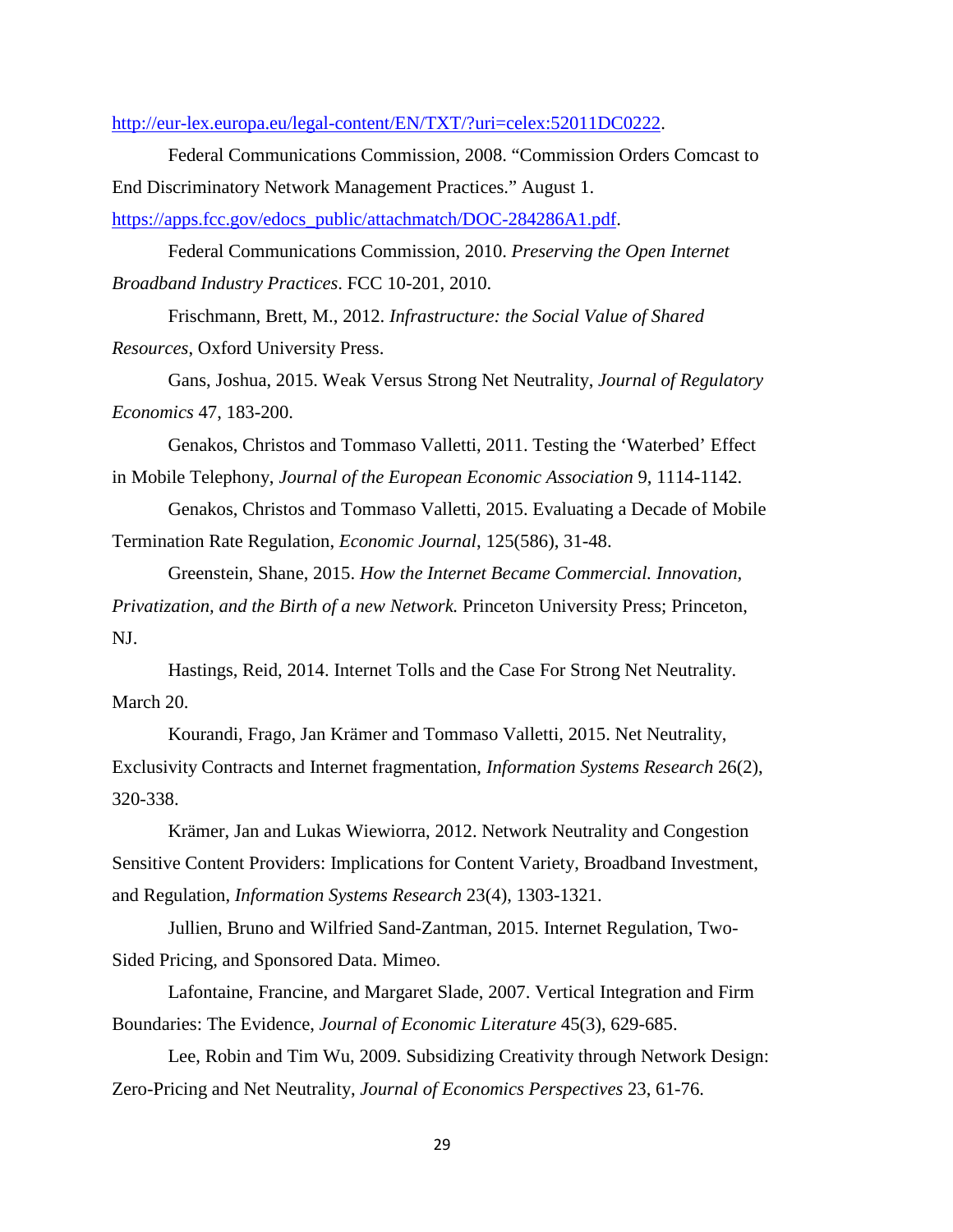http://eur-lex.europa.eu/legal-content/EN/TXT/?uri=celex:52011DC0222.

Federal Communications Commission, 2008. "Commission Orders Comcast to End Discriminatory Network Management Practices." August 1. https://apps.fcc.gov/edocs_public/attachmatch/DOC-284286A1.pdf.

Federal Communications Commission, 2010. *Preserving the Open Internet Broadband Industry Practices*. FCC 10-201, 2010.

Frischmann, Brett, M., 2012. *Infrastructure: the Social Value of Shared Resources*, Oxford University Press.

Gans, Joshua, 2015. Weak Versus Strong Net Neutrality, *Journal of Regulatory Economics* 47, 183-200.

Genakos, Christos and Tommaso Valletti, 2011. Testing the 'Waterbed' Effect in Mobile Telephony, *Journal of the European Economic Association* 9, 1114-1142.

Genakos, Christos and Tommaso Valletti, 2015. Evaluating a Decade of Mobile Termination Rate Regulation, *Economic Journal*, 125(586), 31-48.

Greenstein, Shane, 2015. *How the Internet Became Commercial. Innovation, Privatization, and the Birth of a new Network.* Princeton University Press; Princeton, NJ.

Hastings, Reid, 2014. Internet Tolls and the Case For Strong Net Neutrality. March 20.

Kourandi, Frago, Jan Krämer and Tommaso Valletti, 2015. Net Neutrality, Exclusivity Contracts and Internet fragmentation, *Information Systems Research* 26(2), 320-338.

Krämer, Jan and Lukas Wiewiorra, 2012. Network Neutrality and Congestion Sensitive Content Providers: Implications for Content Variety, Broadband Investment, and Regulation, *Information Systems Research* 23(4), 1303-1321.

Jullien, Bruno and Wilfried Sand-Zantman, 2015. Internet Regulation, Two-Sided Pricing, and Sponsored Data. Mimeo.

Lafontaine, Francine, and Margaret Slade, 2007. Vertical Integration and Firm Boundaries: The Evidence, *Journal of Economic Literature* 45(3), 629-685.

Lee, Robin and Tim Wu, 2009. Subsidizing Creativity through Network Design: Zero-Pricing and Net Neutrality, *Journal of Economics Perspectives* 23, 61-76.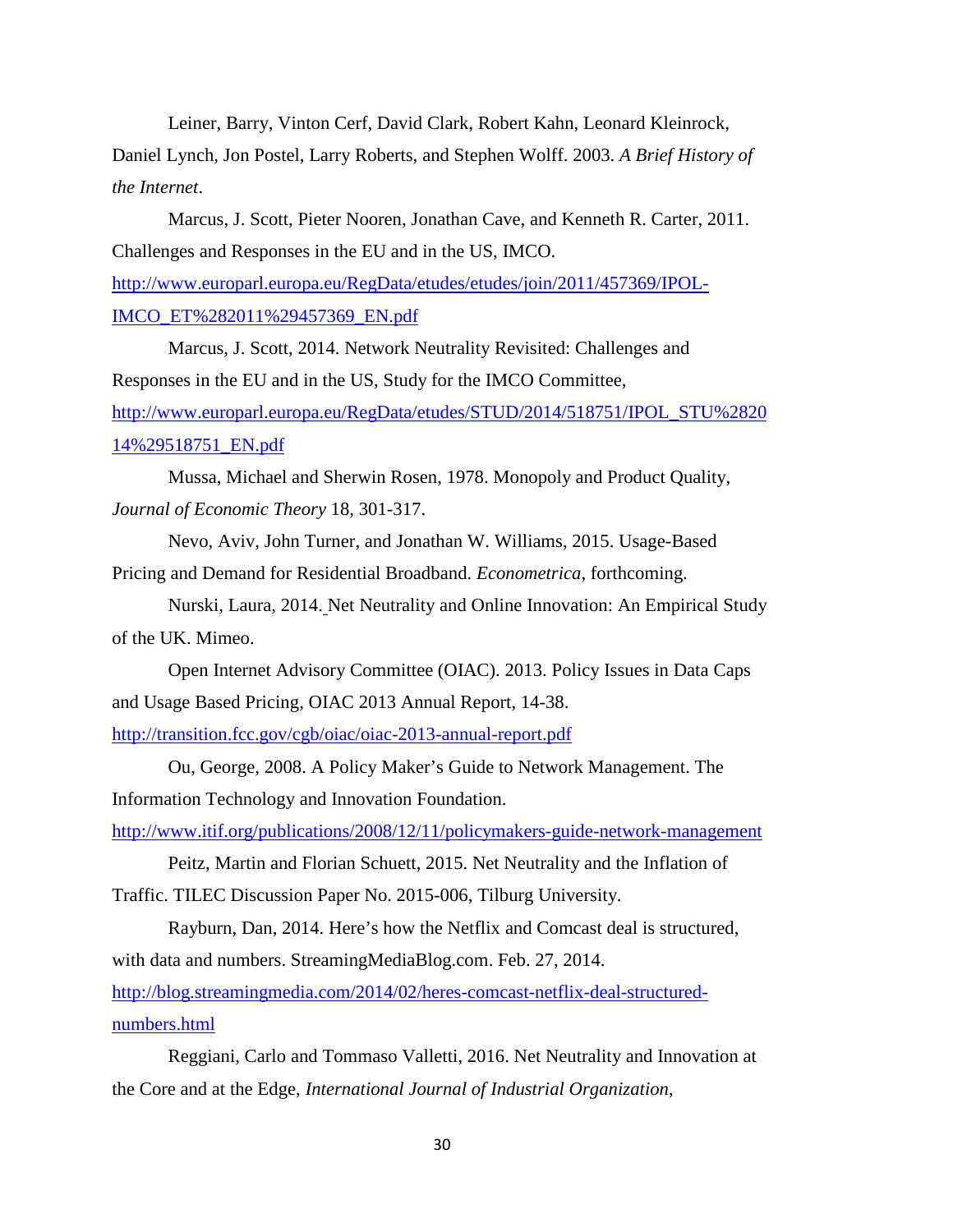Leiner, Barry, Vinton Cerf, David Clark, Robert Kahn, Leonard Kleinrock, Daniel Lynch, Jon Postel, Larry Roberts, and Stephen Wolff. 2003. *A Brief History of the Internet*.

Marcus, J. Scott, Pieter Nooren, Jonathan Cave, and Kenneth R. Carter, 2011. Challenges and Responses in the EU and in the US, IMCO. http://www.europarl.europa.eu/RegData/etudes/etudes/join/2011/457369/IPOL-IMCO_ET%282011%29457369_EN.pdf

Marcus, J. Scott, 2014. Network Neutrality Revisited: Challenges and Responses in the EU and in the US, Study for the IMCO Committee, http://www.europarl.europa.eu/RegData/etudes/STUD/2014/518751/IPOL_STU%282014%29518751_EN.pdf

Mussa, Michael and Sherwin Rosen, 1978. Monopoly and Product Quality, *Journal of Economic Theory* 18, 301-317.

Nevo, Aviv, John Turner, and Jonathan W. Williams, 2015. Usage-Based Pricing and Demand for Residential Broadband. *Econometrica*, forthcoming.

Nurski, Laura, 2014. Net Neutrality and Online Innovation: An Empirical Study of the UK. Mimeo.

Open Internet Advisory Committee (OIAC). 2013. Policy Issues in Data Caps and Usage Based Pricing, OIAC 2013 Annual Report, 14-38. http://transition.fcc.gov/cgb/oiac/oiac-2013-annual-report.pdf

Ou, George, 2008. A Policy Maker's Guide to Network Management. The Information Technology and Innovation Foundation. http://www.itif.org/publications/2008/12/11/policymakers-guide-network-management

Peitz, Martin and Florian Schuett, 2015. Net Neutrality and the Inflation of Traffic. TILEC Discussion Paper No. 2015-006, Tilburg University.

Rayburn, Dan, 2014. Here's how the Netflix and Comcast deal is structured, with data and numbers. StreamingMediaBlog.com. Feb. 27, 2014. http://blog.streamingmedia.com/2014/02/heres-comcast-netflix-deal-structured-numbers.html

Reggiani, Carlo and Tommaso Valletti, 2016. Net Neutrality and Innovation at the Core and at the Edge, *International Journal of Industrial Organization*,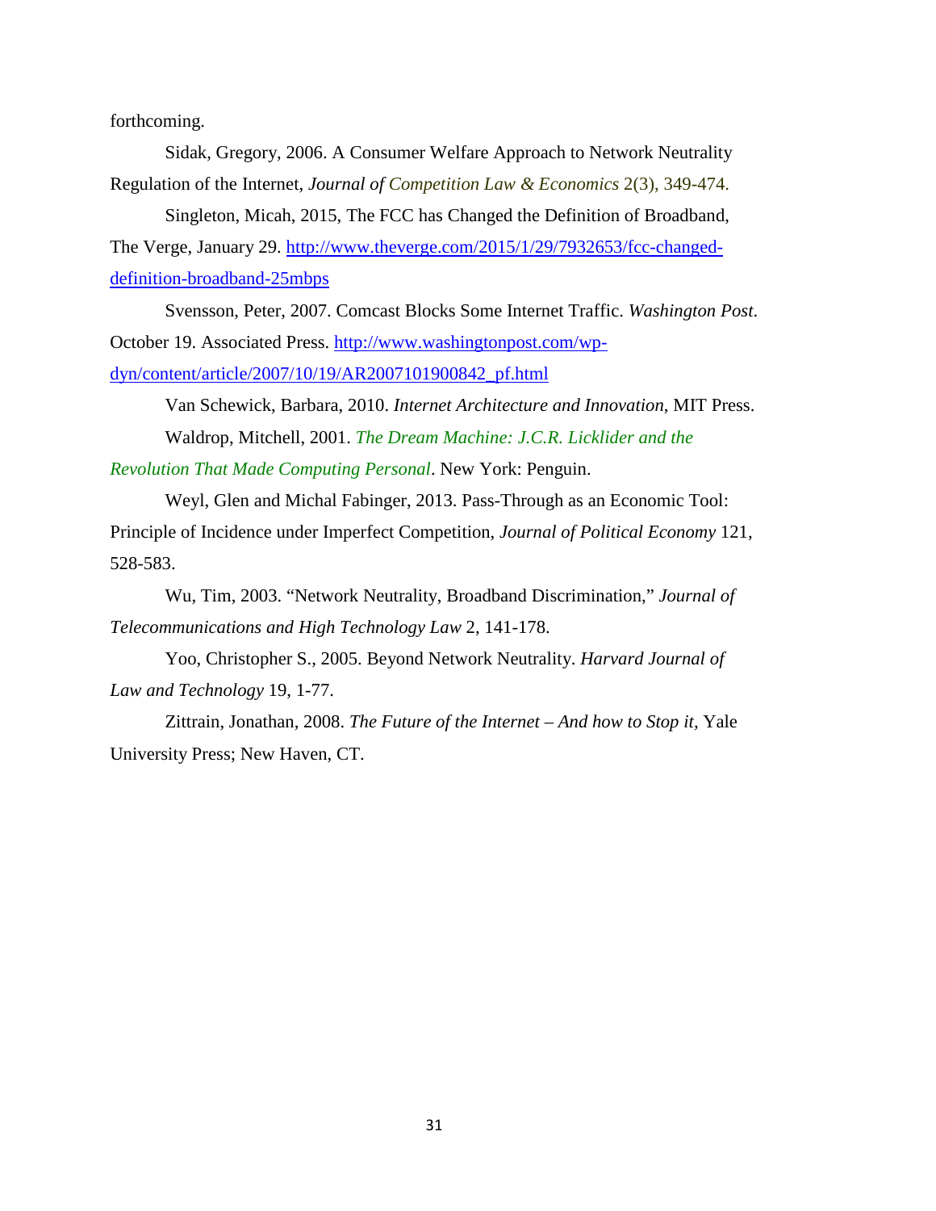forthcoming.

Sidak, Gregory, 2006. A Consumer Welfare Approach to Network Neutrality Regulation of the Internet, *Journal of Competition Law & Economics* 2(3), 349-474.

Singleton, Micah, 2015, The FCC has Changed the Definition of Broadband, The Verge, January 29. http://www.theverge.com/2015/1/29/7932653/fcc-changed-definition-broadband-25mbps

Svensson, Peter, 2007. Comcast Blocks Some Internet Traffic. *Washington Post*. October 19. Associated Press. http://www.washingtonpost.com/wp-dyn/content/article/2007/10/19/AR2007101900842_pf.html

Van Schewick, Barbara, 2010. *Internet Architecture and Innovation*, MIT Press.

Waldrop, Mitchell, 2001. *The Dream Machine: J.C.R. Licklider and the Revolution That Made Computing Personal*. New York: Penguin.

Weyl, Glen and Michal Fabinger, 2013. Pass-Through as an Economic Tool: Principle of Incidence under Imperfect Competition, *Journal of Political Economy* 121, 528-583.

Wu, Tim, 2003. "Network Neutrality, Broadband Discrimination," *Journal of Telecommunications and High Technology Law* 2, 141-178.

Yoo, Christopher S., 2005. Beyond Network Neutrality. *Harvard Journal of Law and Technology* 19, 1-77.

Zittrain, Jonathan, 2008. *The Future of the Internet – And how to Stop it*, Yale University Press; New Haven, CT.